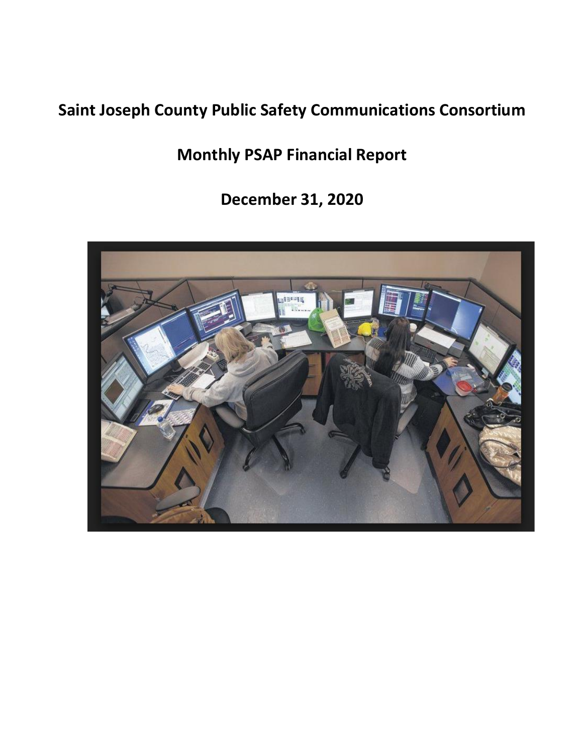# Saint Joseph County Public Safety Communications Consortium

## Monthly PSAP Financial Report

## December 31, 2020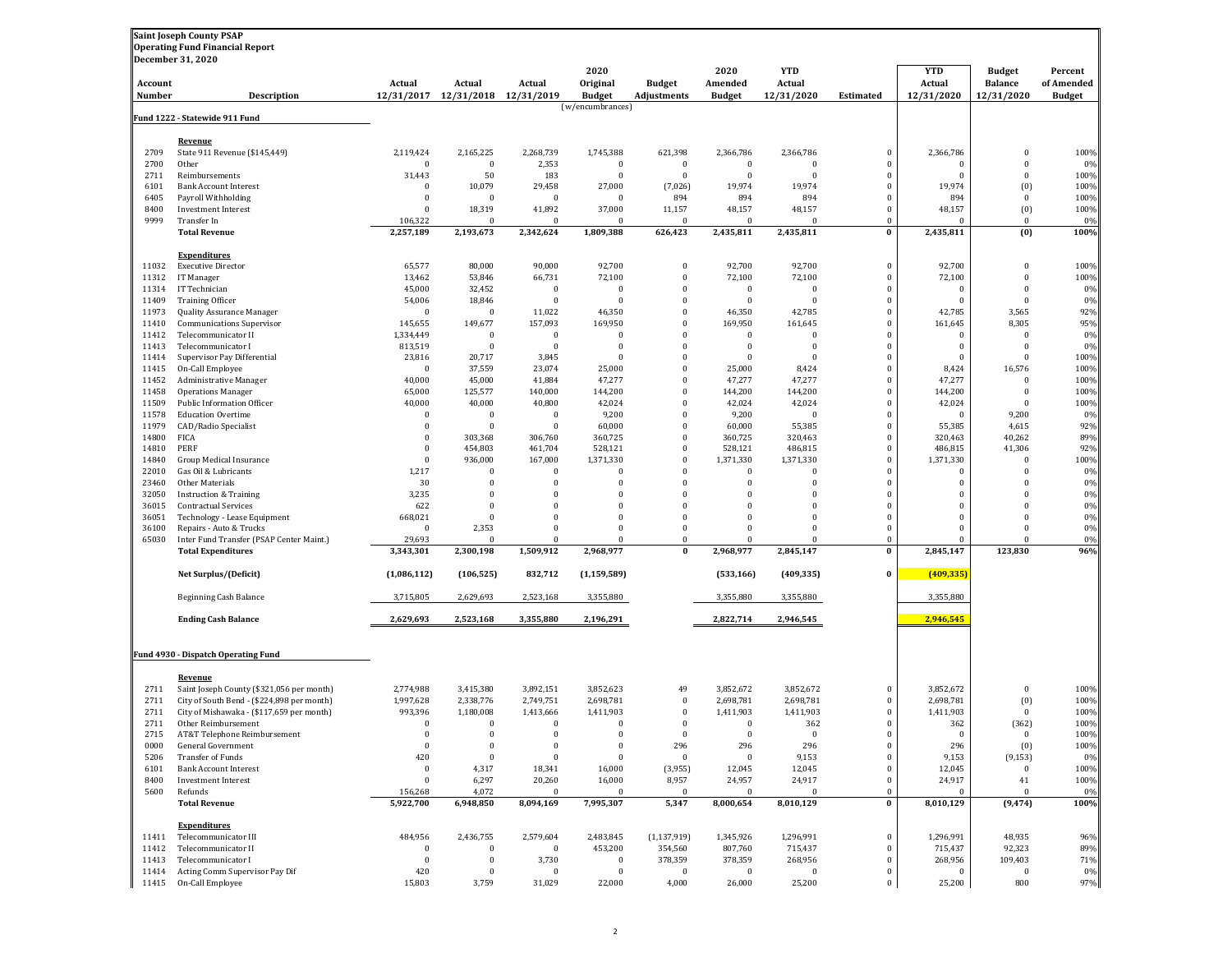**Saint Joseph County PSAP**
**Operating Fund Financial Report**
**December 31, 2020**

| Account Number | Description | Actual 12/31/2017 | Actual 12/31/2018 | Actual 12/31/2019 | 2020 Original Budget (w/encumbrances) | Budget Adjustments | 2020 Amended Budget | YTD Actual 12/31/2020 | Estimated | YTD Actual 12/31/2020 | Budget Balance 12/31/2020 | Percent of Amended Budget |
|---|---|---|---|---|---|---|---|---|---|---|---|---|
| | **Fund 1222 - Statewide 911 Fund** | | | | | | | | | | | |
| | **Revenue** | | | | | | | | | | | |
| 2709 | State 911 Revenue ($145,449) | 2,119,424 | 2,165,225 | 2,268,739 | 1,745,388 | 621,398 | 2,366,786 | 2,366,786 | 0 | 2,366,786 | 0 | 100% |
| 2700 | Other | 0 | 0 | 2,353 | 0 | 0 | 0 | 0 | 0 | 0 | 0 | 0% |
| 2711 | Reimbursements | 31,443 | 50 | 183 | 0 | 0 | 0 | 0 | 0 | 0 | 0 | 100% |
| 6101 | Bank Account Interest | 0 | 10,079 | 29,458 | 27,000 | (7,026) | 19,974 | 19,974 | 0 | 19,974 | (0) | 100% |
| 6405 | Payroll Withholding | 0 | 0 | 0 | 0 | 894 | 894 | 894 | 0 | 894 | 0 | 100% |
| 8400 | Investment Interest | 0 | 18,319 | 41,892 | 37,000 | 11,157 | 48,157 | 48,157 | 0 | 48,157 | (0) | 100% |
| 9999 | Transfer In | 106,322 | 0 | 0 | 0 | 0 | 0 | 0 | 0 | 0 | 0 | 0% |
| | **Total Revenue** | **2,257,189** | **2,193,673** | **2,342,624** | **1,809,388** | **626,423** | **2,435,811** | **2,435,811** | **0** | **2,435,811** | **(0)** | **100%** |
| | **Expenditures** | | | | | | | | | | | |
| 11032 | Executive Director | 65,577 | 80,000 | 90,000 | 92,700 | 0 | 92,700 | 92,700 | 0 | 92,700 | 0 | 100% |
| 11312 | IT Manager | 13,462 | 53,846 | 66,731 | 72,100 | 0 | 72,100 | 72,100 | 0 | 72,100 | 0 | 100% |
| 11314 | IT Technician | 45,000 | 32,452 | 0 | 0 | 0 | 0 | 0 | 0 | 0 | 0 | 0% |
| 11409 | Training Officer | 54,006 | 18,846 | 0 | 0 | 0 | 0 | 0 | 0 | 0 | 0 | 0% |
| 11973 | Quality Assurance Manager | 0 | 0 | 11,022 | 46,350 | 0 | 46,350 | 42,785 | 0 | 42,785 | 3,565 | 92% |
| 11410 | Communications Supervisor | 145,655 | 149,677 | 157,093 | 169,950 | 0 | 169,950 | 161,645 | 0 | 161,645 | 8,305 | 95% |
| 11412 | Telecommunicator II | 1,334,449 | 0 | 0 | 0 | 0 | 0 | 0 | 0 | 0 | 0 | 0% |
| 11413 | Telecommunicator I | 813,519 | 0 | 0 | 0 | 0 | 0 | 0 | 0 | 0 | 0 | 0% |
| 11414 | Supervisor Pay Differential | 23,816 | 20,717 | 3,845 | 0 | 0 | 0 | 0 | 0 | 0 | 0 | 100% |
| 11415 | On-Call Employee | 0 | 37,559 | 23,074 | 25,000 | 0 | 25,000 | 8,424 | 0 | 8,424 | 16,576 | 100% |
| 11452 | Administrative Manager | 40,000 | 45,000 | 41,884 | 47,277 | 0 | 47,277 | 47,277 | 0 | 47,277 | 0 | 100% |
| 11458 | Operations Manager | 65,000 | 125,577 | 140,000 | 144,200 | 0 | 144,200 | 144,200 | 0 | 144,200 | 0 | 100% |
| 11509 | Public Information Officer | 40,000 | 40,000 | 40,800 | 42,024 | 0 | 42,024 | 42,024 | 0 | 42,024 | 0 | 100% |
| 11578 | Education Overtime | 0 | 0 | 0 | 9,200 | 0 | 9,200 | 0 | 0 | 0 | 9,200 | 0% |
| 11979 | CAD/Radio Specialist | 0 | 0 | 0 | 60,000 | 0 | 60,000 | 55,385 | 0 | 55,385 | 4,615 | 92% |
| 14800 | FICA | 0 | 303,368 | 306,760 | 360,725 | 0 | 360,725 | 320,463 | 0 | 320,463 | 40,262 | 89% |
| 14810 | PERF | 0 | 454,803 | 461,704 | 528,121 | 0 | 528,121 | 486,815 | 0 | 486,815 | 41,306 | 92% |
| 14840 | Group Medical Insurance | 0 | 936,000 | 167,000 | 1,371,330 | 0 | 1,371,330 | 1,371,330 | 0 | 1,371,330 | 0 | 100% |
| 22010 | Gas Oil & Lubricants | 1,217 | 0 | 0 | 0 | 0 | 0 | 0 | 0 | 0 | 0 | 0% |
| 23460 | Other Materials | 30 | 0 | 0 | 0 | 0 | 0 | 0 | 0 | 0 | 0 | 0% |
| 32050 | Instruction & Training | 3,235 | 0 | 0 | 0 | 0 | 0 | 0 | 0 | 0 | 0 | 0% |
| 36015 | Contractual Services | 622 | 0 | 0 | 0 | 0 | 0 | 0 | 0 | 0 | 0 | 0% |
| 36051 | Technology - Lease Equipment | 668,021 | 0 | 0 | 0 | 0 | 0 | 0 | 0 | 0 | 0 | 0% |
| 36100 | Repairs - Auto & Trucks | 0 | 2,353 | 0 | 0 | 0 | 0 | 0 | 0 | 0 | 0 | 0% |
| 65030 | Inter Fund Transfer (PSAP Center Maint.) | 29,693 | 0 | 0 | 0 | 0 | 0 | 0 | 0 | 0 | 0 | 0% |
| | **Total Expenditures** | **3,343,301** | **2,300,198** | **1,509,912** | **2,968,977** | **0** | **2,968,977** | **2,845,147** | **0** | **2,845,147** | **123,830** | **96%** |
| | **Net Surplus/(Deficit)** | **(1,086,112)** | **(106,525)** | **832,712** | **(1,159,589)** | | **(533,166)** | **(409,335)** | **0** | **(409,335)** | | |
| | Beginning Cash Balance | 3,715,805 | 2,629,693 | 2,523,168 | 3,355,880 | | 3,355,880 | 3,355,880 | | 3,355,880 | | |
| | **Ending Cash Balance** | **2,629,693** | **2,523,168** | **3,355,880** | **2,196,291** | | **2,822,714** | **2,946,545** | | **2,946,545** | | |
| | **Fund 4930 - Dispatch Operating Fund** | | | | | | | | | | | |
| | **Revenue** | | | | | | | | | | | |
| 2711 | Saint Joseph County ($321,056 per month) | 2,774,988 | 3,415,380 | 3,892,151 | 3,852,623 | 49 | 3,852,672 | 3,852,672 | 0 | 3,852,672 | 0 | 100% |
| 2711 | City of South Bend - ($224,898 per month) | 1,997,628 | 2,338,776 | 2,749,751 | 2,698,781 | 0 | 2,698,781 | 2,698,781 | 0 | 2,698,781 | (0) | 100% |
| 2711 | City of Mishawaka - ($117,659 per month) | 993,396 | 1,180,008 | 1,413,666 | 1,411,903 | 0 | 1,411,903 | 1,411,903 | 0 | 1,411,903 | 0 | 100% |
| 2711 | Other Reimbursement | 0 | 0 | 0 | 0 | 0 | 0 | 362 | 0 | 362 | (362) | 100% |
| 2715 | AT&T Telephone Reimbursement | 0 | 0 | 0 | 0 | 0 | 0 | 0 | 0 | 0 | 0 | 100% |
| 0000 | General Government | 0 | 0 | 0 | 0 | 296 | 296 | 296 | 0 | 296 | (0) | 100% |
| 5206 | Transfer of Funds | 420 | 0 | 0 | 0 | 0 | 0 | 9,153 | 0 | 9,153 | (9,153) | 0% |
| 6101 | Bank Account Interest | 0 | 4,317 | 18,341 | 16,000 | (3,955) | 12,045 | 12,045 | 0 | 12,045 | 0 | 100% |
| 8400 | Investment Interest | 0 | 6,297 | 20,260 | 16,000 | 8,957 | 24,957 | 24,917 | 0 | 24,917 | 41 | 100% |
| 5600 | Refunds | 156,268 | 4,072 | 0 | 0 | 0 | 0 | 0 | 0 | 0 | 0 | 0% |
| | **Total Revenue** | **5,922,700** | **6,948,850** | **8,094,169** | **7,995,307** | **5,347** | **8,000,654** | **8,010,129** | **0** | **8,010,129** | **(9,474)** | **100%** |
| | **Expenditures** | | | | | | | | | | | |
| 11411 | Telecommunicator III | 484,956 | 2,436,755 | 2,579,604 | 2,483,845 | (1,137,919) | 1,345,926 | 1,296,991 | 0 | 1,296,991 | 48,935 | 96% |
| 11412 | Telecommunicator II | 0 | 0 | 0 | 453,200 | 354,560 | 807,760 | 715,437 | 0 | 715,437 | 92,323 | 89% |
| 11413 | Telecommunicator I | 0 | 0 | 3,730 | 0 | 378,359 | 378,359 | 268,956 | 0 | 268,956 | 109,403 | 71% |
| 11414 | Acting Comm Supervisor Pay Dif | 420 | 0 | 0 | 0 | 0 | 0 | 0 | 0 | 0 | 0 | 0% |
| 11415 | On-Call Employee | 15,803 | 3,759 | 31,029 | 22,000 | 4,000 | 26,000 | 25,200 | 0 | 25,200 | 800 | 97% |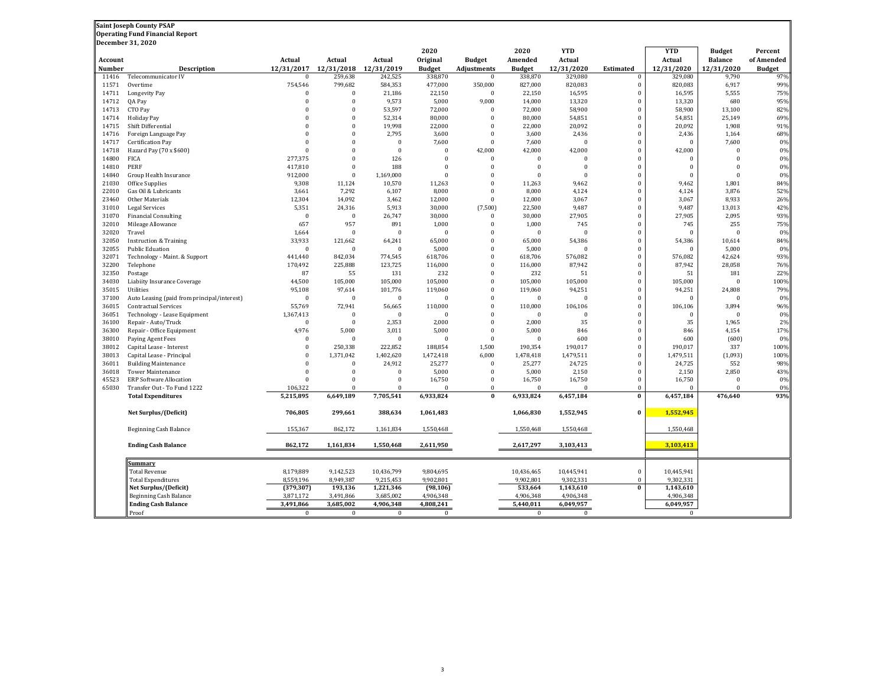**Saint Joseph County PSAP**
**Operating Fund Financial Report**
**December 31, 2020**

| Account Number | Description | Actual 12/31/2017 | Actual 12/31/2018 | Actual 12/31/2019 | 2020 Original Budget | Budget Adjustments | 2020 Amended Budget | YTD Actual 12/31/2020 | Estimated | YTD Actual 12/31/2020 | Budget Balance 12/31/2020 | Percent of Amended Budget |
|---|---|---|---|---|---|---|---|---|---|---|---|---|
| 11416 | Telecommunicator IV | 0 | 259,638 | 242,525 | 338,870 | 0 | 338,870 | 329,080 | 0 | 329,080 | 9,790 | 97% |
| 11571 | Overtime | 754,546 | 799,682 | 584,353 | 477,000 | 350,000 | 827,000 | 820,083 | 0 | 820,083 | 6,917 | 99% |
| 14711 | Longevity Pay | 0 | 0 | 21,186 | 22,150 | 0 | 22,150 | 16,595 | 0 | 16,595 | 5,555 | 75% |
| 14712 | QA Pay | 0 | 0 | 9,573 | 5,000 | 9,000 | 14,000 | 13,320 | 0 | 13,320 | 680 | 95% |
| 14713 | CTO Pay | 0 | 0 | 53,597 | 72,000 | 0 | 72,000 | 58,900 | 0 | 58,900 | 13,100 | 82% |
| 14714 | Holiday Pay | 0 | 0 | 52,314 | 80,000 | 0 | 80,000 | 54,851 | 0 | 54,851 | 25,149 | 69% |
| 14715 | Shift Differential | 0 | 0 | 19,998 | 22,000 | 0 | 22,000 | 20,092 | 0 | 20,092 | 1,908 | 91% |
| 14716 | Foreign Language Pay | 0 | 0 | 2,795 | 3,600 | 0 | 3,600 | 2,436 | 0 | 2,436 | 1,164 | 68% |
| 14717 | Certification Pay | 0 | 0 | 0 | 7,600 | 0 | 7,600 | 0 | 0 | 0 | 7,600 | 0% |
| 14718 | Hazard Pay (70 x $600) | 0 | 0 | 0 | 0 | 42,000 | 42,000 | 42,000 | 0 | 42,000 | 0 | 0% |
| 14800 | FICA | 277,375 | 0 | 126 | 0 | 0 | 0 | 0 | 0 | 0 | 0 | 0% |
| 14810 | PERF | 417,810 | 0 | 188 | 0 | 0 | 0 | 0 | 0 | 0 | 0 | 0% |
| 14840 | Group Health Insurance | 912,000 | 0 | 1,169,000 | 0 | 0 | 0 | 0 | 0 | 0 | 0 | 0% |
| 21030 | Office Supplies | 9,308 | 11,124 | 10,570 | 11,263 | 0 | 11,263 | 9,462 | 0 | 9,462 | 1,801 | 84% |
| 22010 | Gas Oil & Lubricants | 3,661 | 7,292 | 6,107 | 8,000 | 0 | 8,000 | 4,124 | 0 | 4,124 | 3,876 | 52% |
| 23460 | Other Materials | 12,304 | 14,092 | 3,462 | 12,000 | 0 | 12,000 | 3,067 | 0 | 3,067 | 8,933 | 26% |
| 31010 | Legal Services | 5,351 | 24,316 | 5,913 | 30,000 | (7,500) | 22,500 | 9,487 | 0 | 9,487 | 13,013 | 42% |
| 31070 | Financial Consulting | 0 | 0 | 26,747 | 30,000 | 0 | 30,000 | 27,905 | 0 | 27,905 | 2,095 | 93% |
| 32010 | Mileage Allowance | 657 | 957 | 891 | 1,000 | 0 | 1,000 | 745 | 0 | 745 | 255 | 75% |
| 32020 | Travel | 1,664 | 0 | 0 | 0 | 0 | 0 | 0 | 0 | 0 | 0 | 0% |
| 32050 | Instruction & Training | 33,933 | 121,662 | 64,241 | 65,000 | 0 | 65,000 | 54,386 | 0 | 54,386 | 10,614 | 84% |
| 32055 | Public Eduation | 0 | 0 | 0 | 5,000 | 0 | 5,000 | 0 | 0 | 0 | 5,000 | 0% |
| 32071 | Technology - Maint. & Support | 441,440 | 842,034 | 774,545 | 618,706 | 0 | 618,706 | 576,082 | 0 | 576,082 | 42,624 | 93% |
| 32200 | Telephone | 170,492 | 225,888 | 123,725 | 116,000 | 0 | 116,000 | 87,942 | 0 | 87,942 | 28,058 | 76% |
| 32350 | Postage | 87 | 55 | 131 | 232 | 0 | 232 | 51 | 0 | 51 | 181 | 22% |
| 34030 | Liabiity Insurance Coverage | 44,500 | 105,000 | 105,000 | 105,000 | 0 | 105,000 | 105,000 | 0 | 105,000 | 0 | 100% |
| 35015 | Utilities | 95,108 | 97,614 | 101,776 | 119,060 | 0 | 119,060 | 94,251 | 0 | 94,251 | 24,808 | 79% |
| 37100 | Auto Leasing (paid from principal/interest) | 0 | 0 | 0 | 0 | 0 | 0 | 0 | 0 | 0 | 0 | 0% |
| 36015 | Contractual Services | 55,769 | 72,941 | 56,665 | 110,000 | 0 | 110,000 | 106,106 | 0 | 106,106 | 3,894 | 96% |
| 36051 | Technology - Lease Equipment | 1,367,413 | 0 | 0 | 0 | 0 | 0 | 0 | 0 | 0 | 0 | 0% |
| 36100 | Repair - Auto/Truck | 0 | 0 | 2,353 | 2,000 | 0 | 2,000 | 35 | 0 | 35 | 1,965 | 2% |
| 36300 | Repair - Office Equipment | 4,976 | 5,000 | 3,011 | 5,000 | 0 | 5,000 | 846 | 0 | 846 | 4,154 | 17% |
| 38010 | Paying Agent Fees | 0 | 0 | 0 | 0 | 0 | 0 | 600 | 0 | 600 | (600) | 0% |
| 38012 | Capital Lease - Interest | 0 | 250,338 | 222,852 | 188,854 | 1,500 | 190,354 | 190,017 | 0 | 190,017 | 337 | 100% |
| 38013 | Capital Lease - Principal | 0 | 1,371,042 | 1,402,620 | 1,472,418 | 6,000 | 1,478,418 | 1,479,511 | 0 | 1,479,511 | (1,093) | 100% |
| 36011 | Building Maintenance | 0 | 0 | 24,912 | 25,277 | 0 | 25,277 | 24,725 | 0 | 24,725 | 552 | 98% |
| 36018 | Tower Maintenance | 0 | 0 | 0 | 5,000 | 0 | 5,000 | 2,150 | 0 | 2,150 | 2,850 | 43% |
| 45523 | ERP Software Allocation | 0 | 0 | 0 | 16,750 | 0 | 16,750 | 16,750 | 0 | 16,750 | 0 | 0% |
| 65030 | Transfer Out - To Fund 1222 | 106,322 | 0 | 0 | 0 | 0 | 0 | 0 | 0 | 0 | 0 | 0% |
| | **Total Expenditures** | **5,215,895** | **6,649,189** | **7,705,541** | **6,933,824** | **0** | **6,933,824** | **6,457,184** | **0** | **6,457,184** | **476,640** | **93%** |
| | **Net Surplus/(Deficit)** | **706,805** | **299,661** | **388,634** | **1,061,483** | | **1,066,830** | **1,552,945** | **0** | **1,552,945** | | |
| | Beginning Cash Balance | 155,367 | 862,172 | 1,161,834 | 1,550,468 | | 1,550,468 | 1,550,468 | | 1,550,468 | | |
| | **Ending Cash Balance** | **862,172** | **1,161,834** | **1,550,468** | **2,611,950** | | **2,617,297** | **3,103,413** | | **3,103,413** | | |

| Summary | Actual 12/31/2017 | Actual 12/31/2018 | Actual 12/31/2019 | 2020 Original Budget | Budget Adjustments | 2020 Amended Budget | YTD Actual 12/31/2020 | Estimated | YTD Actual 12/31/2020 |
|---|---|---|---|---|---|---|---|---|---|
| Total Revenue | 8,179,889 | 9,142,523 | 10,436,799 | 9,804,695 | | 10,436,465 | 10,445,941 | 0 | 10,445,941 |
| Total Expenditures | 8,559,196 | 8,949,387 | 9,215,453 | 9,902,801 | | 9,902,801 | 9,302,331 | 0 | 9,302,331 |
| **Net Surplus/(Deficit)** | **(379,307)** | **193,136** | **1,221,346** | **(98,106)** | | **533,664** | **1,143,610** | **0** | **1,143,610** |
| Beginning Cash Balance | 3,871,172 | 3,491,866 | 3,685,002 | 4,906,348 | | 4,906,348 | 4,906,348 | | 4,906,348 |
| **Ending Cash Balance** | **3,491,866** | **3,685,002** | **4,906,348** | **4,808,241** | | **5,440,011** | **6,049,957** | | **6,049,957** |
| Proof | 0 | 0 | 0 | 0 | | 0 | 0 | | 0 |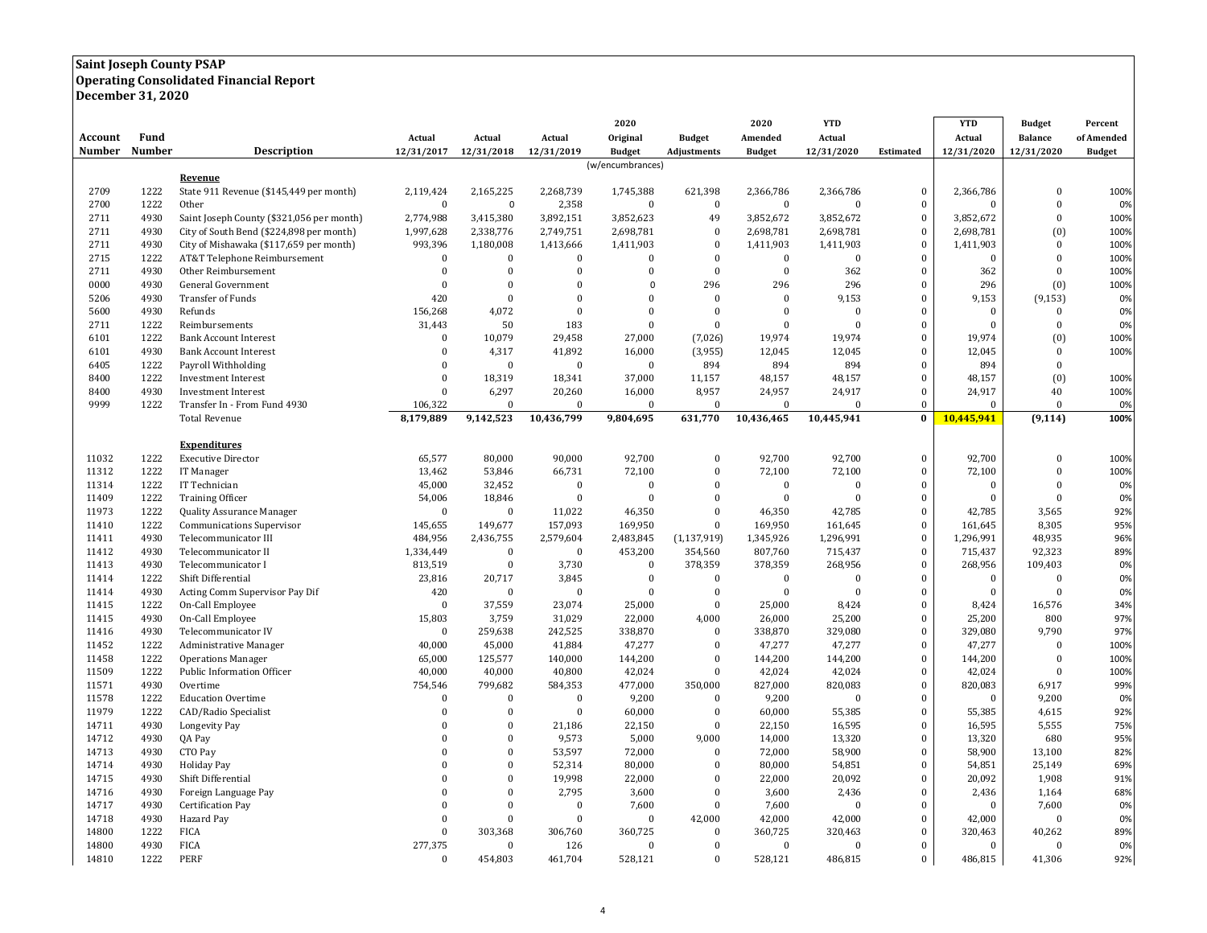**Saint Joseph County PSAP**
**Operating Consolidated Financial Report**
**December 31, 2020**

| Account Number | Fund Number | Description | Actual 12/31/2017 | Actual 12/31/2018 | Actual 12/31/2019 | 2020 Original Budget (w/encumbrances) | Budget Adjustments | 2020 Amended Budget | YTD Actual 12/31/2020 | Estimated | YTD Actual 12/31/2020 | Budget Balance 12/31/2020 | Percent of Amended Budget |
|---|---|---|---|---|---|---|---|---|---|---|---|---|---|
| | | **Revenue** | | | | | | | | | | | |
| 2709 | 1222 | State 911 Revenue ($145,449 per month) | 2,119,424 | 2,165,225 | 2,268,739 | 1,745,388 | 621,398 | 2,366,786 | 2,366,786 | 0 | 2,366,786 | 0 | 100% |
| 2700 | 1222 | Other | 0 | 0 | 2,358 | 0 | 0 | 0 | 0 | 0 | 0 | 0 | 0% |
| 2711 | 4930 | Saint Joseph County ($321,056 per month) | 2,774,988 | 3,415,380 | 3,892,151 | 3,852,623 | 49 | 3,852,672 | 3,852,672 | 0 | 3,852,672 | 0 | 100% |
| 2711 | 4930 | City of South Bend ($224,898 per month) | 1,997,628 | 2,338,776 | 2,749,751 | 2,698,781 | 0 | 2,698,781 | 2,698,781 | 0 | 2,698,781 | (0) | 100% |
| 2711 | 4930 | City of Mishawaka ($117,659 per month) | 993,396 | 1,180,008 | 1,413,666 | 1,411,903 | 0 | 1,411,903 | 1,411,903 | 0 | 1,411,903 | 0 | 100% |
| 2715 | 1222 | AT&T Telephone Reimbursement | 0 | 0 | 0 | 0 | 0 | 0 | 0 | 0 | 0 | 0 | 100% |
| 2711 | 4930 | Other Reimbursement | 0 | 0 | 0 | 0 | 0 | 0 | 362 | 0 | 362 | 0 | 100% |
| 0000 | 4930 | General Government | 0 | 0 | 0 | 0 | 296 | 296 | 296 | 0 | 296 | (0) | 100% |
| 5206 | 4930 | Transfer of Funds | 420 | 0 | 0 | 0 | 0 | 0 | 9,153 | 0 | 9,153 | (9,153) | 0% |
| 5600 | 4930 | Refunds | 156,268 | 4,072 | 0 | 0 | 0 | 0 | 0 | 0 | 0 | 0 | 0% |
| 2711 | 1222 | Reimbursements | 31,443 | 50 | 183 | 0 | 0 | 0 | 0 | 0 | 0 | 0 | 0% |
| 6101 | 1222 | Bank Account Interest | 0 | 10,079 | 29,458 | 27,000 | (7,026) | 19,974 | 19,974 | 0 | 19,974 | (0) | 100% |
| 6101 | 4930 | Bank Account Interest | 0 | 4,317 | 41,892 | 16,000 | (3,955) | 12,045 | 12,045 | 0 | 12,045 | 0 | 100% |
| 6405 | 1222 | Payroll Withholding | 0 | 0 | 0 | 0 | 894 | 894 | 894 | 0 | 894 | 0 | |
| 8400 | 1222 | Investment Interest | 0 | 18,319 | 18,341 | 37,000 | 11,157 | 48,157 | 48,157 | 0 | 48,157 | (0) | 100% |
| 8400 | 4930 | Investment Interest | 0 | 6,297 | 20,260 | 16,000 | 8,957 | 24,957 | 24,917 | 0 | 24,917 | 40 | 100% |
| 9999 | 1222 | Transfer In - From Fund 4930 | 106,322 | 0 | 0 | 0 | 0 | 0 | 0 | 0 | 0 | 0 | 0% |
| | | Total Revenue | **8,179,889** | **9,142,523** | **10,436,799** | **9,804,695** | **631,770** | **10,436,465** | **10,445,941** | **0** | **10,445,941** | **(9,114)** | **100%** |
| | | **Expenditures** | | | | | | | | | | | |
| 11032 | 1222 | Executive Director | 65,577 | 80,000 | 90,000 | 92,700 | 0 | 92,700 | 92,700 | 0 | 92,700 | 0 | 100% |
| 11312 | 1222 | IT Manager | 13,462 | 53,846 | 66,731 | 72,100 | 0 | 72,100 | 72,100 | 0 | 72,100 | 0 | 100% |
| 11314 | 1222 | IT Technician | 45,000 | 32,452 | 0 | 0 | 0 | 0 | 0 | 0 | 0 | 0 | 0% |
| 11409 | 1222 | Training Officer | 54,006 | 18,846 | 0 | 0 | 0 | 0 | 0 | 0 | 0 | 0 | 0% |
| 11973 | 1222 | Quality Assurance Manager | 0 | 0 | 11,022 | 46,350 | 0 | 46,350 | 42,785 | 0 | 42,785 | 3,565 | 92% |
| 11410 | 1222 | Communications Supervisor | 145,655 | 149,677 | 157,093 | 169,950 | 0 | 169,950 | 161,645 | 0 | 161,645 | 8,305 | 95% |
| 11411 | 4930 | Telecommunicator III | 484,956 | 2,436,755 | 2,579,604 | 2,483,845 | (1,137,919) | 1,345,926 | 1,296,991 | 0 | 1,296,991 | 48,935 | 96% |
| 11412 | 4930 | Telecommunicator II | 1,334,449 | 0 | 0 | 453,200 | 354,560 | 807,760 | 715,437 | 0 | 715,437 | 92,323 | 89% |
| 11413 | 4930 | Telecommunicator I | 813,519 | 0 | 3,730 | 0 | 378,359 | 378,359 | 268,956 | 0 | 268,956 | 109,403 | 0% |
| 11414 | 1222 | Shift Differential | 23,816 | 20,717 | 3,845 | 0 | 0 | 0 | 0 | 0 | 0 | 0 | 0% |
| 11414 | 4930 | Acting Comm Supervisor Pay Dif | 420 | 0 | 0 | 0 | 0 | 0 | 0 | 0 | 0 | 0 | 0% |
| 11415 | 1222 | On-Call Employee | 0 | 37,559 | 23,074 | 25,000 | 0 | 25,000 | 8,424 | 0 | 8,424 | 16,576 | 34% |
| 11415 | 4930 | On-Call Employee | 15,803 | 3,759 | 31,029 | 22,000 | 4,000 | 26,000 | 25,200 | 0 | 25,200 | 800 | 97% |
| 11416 | 4930 | Telecommunicator IV | 0 | 259,638 | 242,525 | 338,870 | 0 | 338,870 | 329,080 | 0 | 329,080 | 9,790 | 97% |
| 11452 | 1222 | Administrative Manager | 40,000 | 45,000 | 41,884 | 47,277 | 0 | 47,277 | 47,277 | 0 | 47,277 | 0 | 100% |
| 11458 | 1222 | Operations Manager | 65,000 | 125,577 | 140,000 | 144,200 | 0 | 144,200 | 144,200 | 0 | 144,200 | 0 | 100% |
| 11509 | 1222 | Public Information Officer | 40,000 | 40,000 | 40,800 | 42,024 | 0 | 42,024 | 42,024 | 0 | 42,024 | 0 | 100% |
| 11571 | 4930 | Overtime | 754,546 | 799,682 | 584,353 | 477,000 | 350,000 | 827,000 | 820,083 | 0 | 820,083 | 6,917 | 99% |
| 11578 | 1222 | Education Overtime | 0 | 0 | 0 | 9,200 | 0 | 9,200 | 0 | 0 | 0 | 9,200 | 0% |
| 11979 | 1222 | CAD/Radio Specialist | 0 | 0 | 0 | 60,000 | 0 | 60,000 | 55,385 | 0 | 55,385 | 4,615 | 92% |
| 14711 | 4930 | Longevity Pay | 0 | 0 | 21,186 | 22,150 | 0 | 22,150 | 16,595 | 0 | 16,595 | 5,555 | 75% |
| 14712 | 4930 | QA Pay | 0 | 0 | 9,573 | 5,000 | 9,000 | 14,000 | 13,320 | 0 | 13,320 | 680 | 95% |
| 14713 | 4930 | CTO Pay | 0 | 0 | 53,597 | 72,000 | 0 | 72,000 | 58,900 | 0 | 58,900 | 13,100 | 82% |
| 14714 | 4930 | Holiday Pay | 0 | 0 | 52,314 | 80,000 | 0 | 80,000 | 54,851 | 0 | 54,851 | 25,149 | 69% |
| 14715 | 4930 | Shift Differential | 0 | 0 | 19,998 | 22,000 | 0 | 22,000 | 20,092 | 0 | 20,092 | 1,908 | 91% |
| 14716 | 4930 | Foreign Language Pay | 0 | 0 | 2,795 | 3,600 | 0 | 3,600 | 2,436 | 0 | 2,436 | 1,164 | 68% |
| 14717 | 4930 | Certification Pay | 0 | 0 | 0 | 7,600 | 0 | 7,600 | 0 | 0 | 0 | 7,600 | 0% |
| 14718 | 4930 | Hazard Pay | 0 | 0 | 0 | 0 | 42,000 | 42,000 | 42,000 | 0 | 42,000 | 0 | 0% |
| 14800 | 1222 | FICA | 0 | 303,368 | 306,760 | 360,725 | 0 | 360,725 | 320,463 | 0 | 320,463 | 40,262 | 89% |
| 14800 | 4930 | FICA | 277,375 | 0 | 126 | 0 | 0 | 0 | 0 | 0 | 0 | 0 | 0% |
| 14810 | 1222 | PERF | 0 | 454,803 | 461,704 | 528,121 | 0 | 528,121 | 486,815 | 0 | 486,815 | 41,306 | 92% |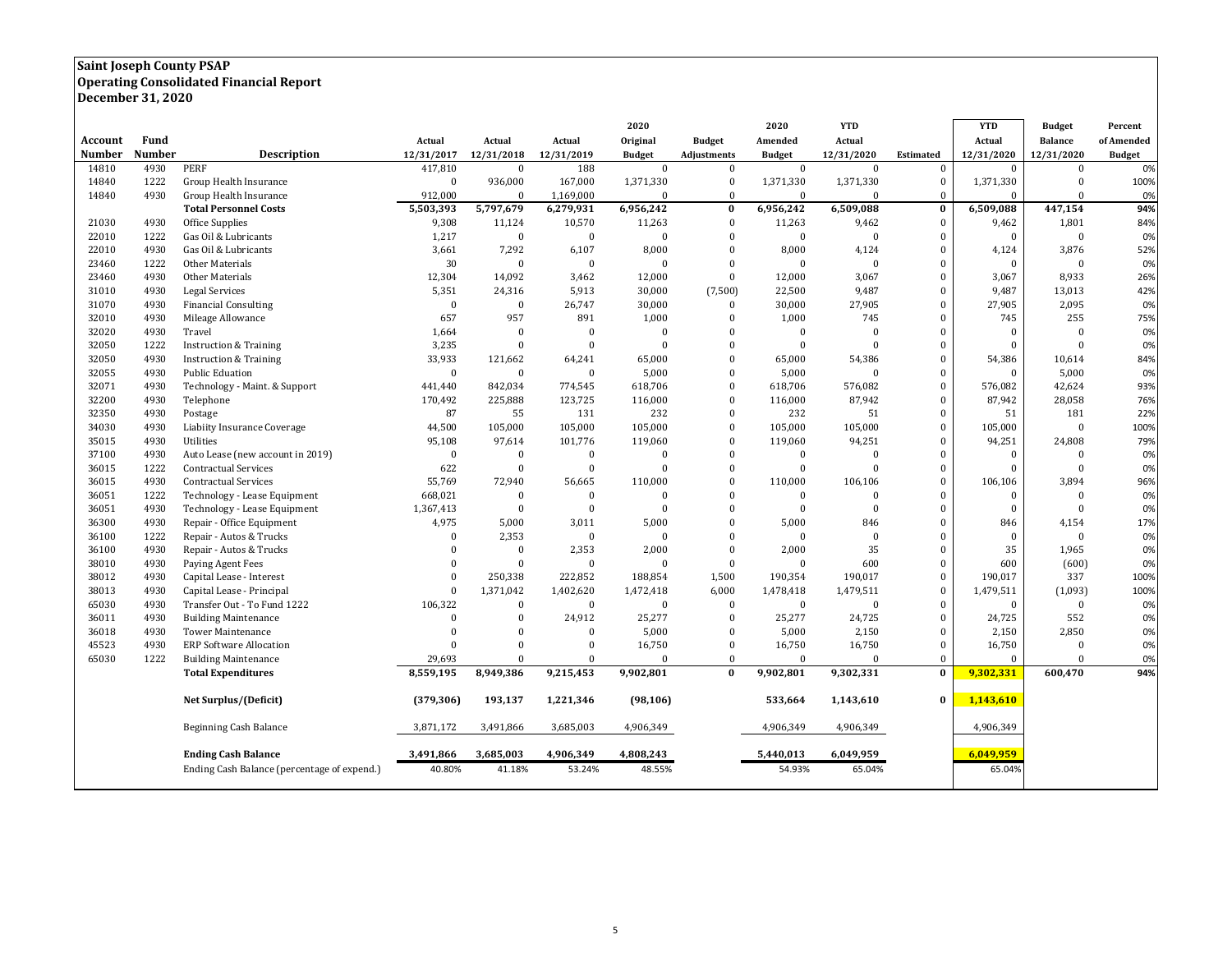**Saint Joseph County PSAP**
**Operating Consolidated Financial Report**
**December 31, 2020**

| Account Number | Fund Number | Description | Actual 12/31/2017 | Actual 12/31/2018 | Actual 12/31/2019 | 2020 Original Budget | Budget Adjustments | 2020 Amended Budget | YTD Actual 12/31/2020 | Estimated | YTD Actual 12/31/2020 | Budget Balance 12/31/2020 | Percent of Amended Budget |
|---|---|---|---|---|---|---|---|---|---|---|---|---|---|
| 14810 | 4930 | PERF | 417,810 | 0 | 188 | 0 | 0 | 0 | 0 | 0 | 0 | 0 | 0% |
| 14840 | 1222 | Group Health Insurance | 0 | 936,000 | 167,000 | 1,371,330 | 0 | 1,371,330 | 1,371,330 | 0 | 1,371,330 | 0 | 100% |
| 14840 | 4930 | Group Health Insurance | 912,000 | 0 | 1,169,000 | 0 | 0 | 0 | 0 | 0 | 0 | 0 | 0% |
| | | **Total Personnel Costs** | **5,503,393** | **5,797,679** | **6,279,931** | **6,956,242** | **0** | **6,956,242** | **6,509,088** | **0** | **6,509,088** | **447,154** | **94%** |
| 21030 | 4930 | Office Supplies | 9,308 | 11,124 | 10,570 | 11,263 | 0 | 11,263 | 9,462 | 0 | 9,462 | 1,801 | 84% |
| 22010 | 1222 | Gas Oil & Lubricants | 1,217 | 0 | 0 | 0 | 0 | 0 | 0 | 0 | 0 | 0 | 0% |
| 22010 | 4930 | Gas Oil & Lubricants | 3,661 | 7,292 | 6,107 | 8,000 | 0 | 8,000 | 4,124 | 0 | 4,124 | 3,876 | 52% |
| 23460 | 1222 | Other Materials | 30 | 0 | 0 | 0 | 0 | 0 | 0 | 0 | 0 | 0 | 0% |
| 23460 | 4930 | Other Materials | 12,304 | 14,092 | 3,462 | 12,000 | 0 | 12,000 | 3,067 | 0 | 3,067 | 8,933 | 26% |
| 31010 | 4930 | Legal Services | 5,351 | 24,316 | 5,913 | 30,000 | (7,500) | 22,500 | 9,487 | 0 | 9,487 | 13,013 | 42% |
| 31070 | 4930 | Financial Consulting | 0 | 0 | 26,747 | 30,000 | 0 | 30,000 | 27,905 | 0 | 27,905 | 2,095 | 0% |
| 32010 | 4930 | Mileage Allowance | 657 | 957 | 891 | 1,000 | 0 | 1,000 | 745 | 0 | 745 | 255 | 75% |
| 32020 | 4930 | Travel | 1,664 | 0 | 0 | 0 | 0 | 0 | 0 | 0 | 0 | 0 | 0% |
| 32050 | 1222 | Instruction & Training | 3,235 | 0 | 0 | 0 | 0 | 0 | 0 | 0 | 0 | 0 | 0% |
| 32050 | 4930 | Instruction & Training | 33,933 | 121,662 | 64,241 | 65,000 | 0 | 65,000 | 54,386 | 0 | 54,386 | 10,614 | 84% |
| 32055 | 4930 | Public Eduation | 0 | 0 | 0 | 5,000 | 0 | 5,000 | 0 | 0 | 0 | 5,000 | 0% |
| 32071 | 4930 | Technology - Maint. & Support | 441,440 | 842,034 | 774,545 | 618,706 | 0 | 618,706 | 576,082 | 0 | 576,082 | 42,624 | 93% |
| 32200 | 4930 | Telephone | 170,492 | 225,888 | 123,725 | 116,000 | 0 | 116,000 | 87,942 | 0 | 87,942 | 28,058 | 76% |
| 32350 | 4930 | Postage | 87 | 55 | 131 | 232 | 0 | 232 | 51 | 0 | 51 | 181 | 22% |
| 34030 | 4930 | Liabiity Insurance Coverage | 44,500 | 105,000 | 105,000 | 105,000 | 0 | 105,000 | 105,000 | 0 | 105,000 | 0 | 100% |
| 35015 | 4930 | Utilities | 95,108 | 97,614 | 101,776 | 119,060 | 0 | 119,060 | 94,251 | 0 | 94,251 | 24,808 | 79% |
| 37100 | 4930 | Auto Lease (new account in 2019) | 0 | 0 | 0 | 0 | 0 | 0 | 0 | 0 | 0 | 0 | 0% |
| 36015 | 1222 | Contractual Services | 622 | 0 | 0 | 0 | 0 | 0 | 0 | 0 | 0 | 0 | 0% |
| 36015 | 4930 | Contractual Services | 55,769 | 72,940 | 56,665 | 110,000 | 0 | 110,000 | 106,106 | 0 | 106,106 | 3,894 | 96% |
| 36051 | 1222 | Technology - Lease Equipment | 668,021 | 0 | 0 | 0 | 0 | 0 | 0 | 0 | 0 | 0 | 0% |
| 36051 | 4930 | Technology - Lease Equipment | 1,367,413 | 0 | 0 | 0 | 0 | 0 | 0 | 0 | 0 | 0 | 0% |
| 36300 | 4930 | Repair - Office Equipment | 4,975 | 5,000 | 3,011 | 5,000 | 0 | 5,000 | 846 | 0 | 846 | 4,154 | 17% |
| 36100 | 1222 | Repair - Autos & Trucks | 0 | 2,353 | 0 | 0 | 0 | 0 | 0 | 0 | 0 | 0 | 0% |
| 36100 | 4930 | Repair - Autos & Trucks | 0 | 0 | 2,353 | 2,000 | 0 | 2,000 | 35 | 0 | 35 | 1,965 | 0% |
| 38010 | 4930 | Paying Agent Fees | 0 | 0 | 0 | 0 | 0 | 0 | 600 | 0 | 600 | (600) | 0% |
| 38012 | 4930 | Capital Lease - Interest | 0 | 250,338 | 222,852 | 188,854 | 1,500 | 190,354 | 190,017 | 0 | 190,017 | 337 | 100% |
| 38013 | 4930 | Capital Lease - Principal | 0 | 1,371,042 | 1,402,620 | 1,472,418 | 6,000 | 1,478,418 | 1,479,511 | 0 | 1,479,511 | (1,093) | 100% |
| 65030 | 4930 | Transfer Out - To Fund 1222 | 106,322 | 0 | 0 | 0 | 0 | 0 | 0 | 0 | 0 | 0 | 0% |
| 36011 | 4930 | Building Maintenance | 0 | 0 | 24,912 | 25,277 | 0 | 25,277 | 24,725 | 0 | 24,725 | 552 | 0% |
| 36018 | 4930 | Tower Maintenance | 0 | 0 | 0 | 5,000 | 0 | 5,000 | 2,150 | 0 | 2,150 | 2,850 | 0% |
| 45523 | 4930 | ERP Software Allocation | 0 | 0 | 0 | 16,750 | 0 | 16,750 | 16,750 | 0 | 16,750 | 0 | 0% |
| 65030 | 1222 | Building Maintenance | 29,693 | 0 | 0 | 0 | 0 | 0 | 0 | 0 | 0 | 0 | 0% |
| | | **Total Expenditures** | **8,559,195** | **8,949,386** | **9,215,453** | **9,902,801** | **0** | **9,902,801** | **9,302,331** | **0** | **9,302,331** | **600,470** | **94%** |
| | | **Net Surplus/(Deficit)** | **(379,306)** | **193,137** | **1,221,346** | **(98,106)** | | **533,664** | **1,143,610** | **0** | **1,143,610** | | |
| | | Beginning Cash Balance | 3,871,172 | 3,491,866 | 3,685,003 | 4,906,349 | | 4,906,349 | 4,906,349 | | 4,906,349 | | |
| | | **Ending Cash Balance** | **3,491,866** | **3,685,003** | **4,906,349** | **4,808,243** | | **5,440,013** | **6,049,959** | | **6,049,959** | | |
| | | Ending Cash Balance (percentage of expend.) | 40.80% | 41.18% | 53.24% | 48.55% | | 54.93% | 65.04% | | 65.04% | | |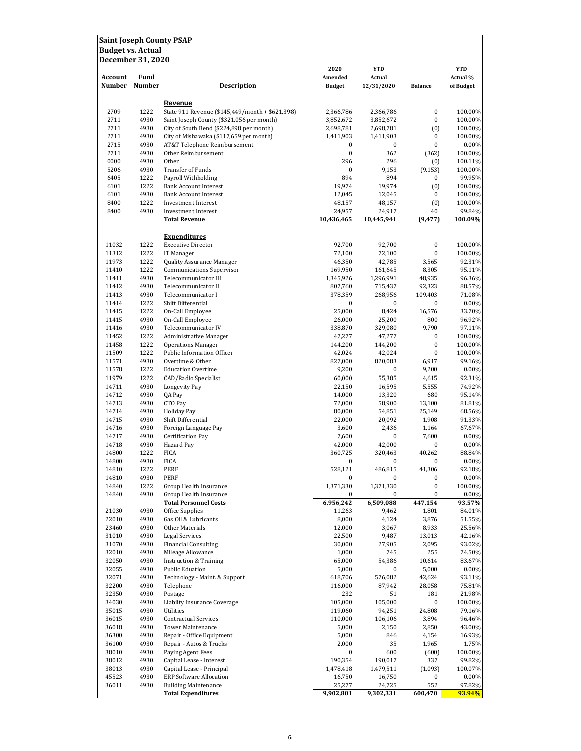**Saint Joseph County PSAP**
**Budget vs. Actual**
**December 31, 2020**

| Account Number | Fund Number | Description | 2020 Amended Budget | YTD Actual 12/31/2020 | Balance | YTD Actual % of Budget |
|---|---|---|---|---|---|---|
| | | **Revenue** | | | | |
| 2709 | 1222 | State 911 Revenue ($145,449/month + $621,398) | 2,366,786 | 2,366,786 | 0 | 100.00% |
| 2711 | 4930 | Saint Joseph County ($321,056 per month) | 3,852,672 | 3,852,672 | 0 | 100.00% |
| 2711 | 4930 | City of South Bend ($224,898 per month) | 2,698,781 | 2,698,781 | (0) | 100.00% |
| 2711 | 4930 | City of Mishawaka ($117,659 per month) | 1,411,903 | 1,411,903 | 0 | 100.00% |
| 2715 | 4930 | AT&T Telephone Reimbursement | 0 | 0 | 0 | 0.00% |
| 2711 | 4930 | Other Reimbursement | 0 | 362 | (362) | 100.00% |
| 0000 | 4930 | Other | 296 | 296 | (0) | 100.11% |
| 5206 | 4930 | Transfer of Funds | 0 | 9,153 | (9,153) | 100.00% |
| 6405 | 1222 | Payroll Withholding | 894 | 894 | 0 | 99.95% |
| 6101 | 1222 | Bank Account Interest | 19,974 | 19,974 | (0) | 100.00% |
| 6101 | 4930 | Bank Account Interest | 12,045 | 12,045 | 0 | 100.00% |
| 8400 | 1222 | Investment Interest | 48,157 | 48,157 | (0) | 100.00% |
| 8400 | 4930 | Investment Interest | 24,957 | 24,917 | 40 | 99.84% |
| | | **Total Revenue** | **10,436,465** | **10,445,941** | **(9,477)** | **100.09%** |
| | | **Expenditures** | | | | |
| 11032 | 1222 | Executive Director | 92,700 | 92,700 | 0 | 100.00% |
| 11312 | 1222 | IT Manager | 72,100 | 72,100 | 0 | 100.00% |
| 11973 | 1222 | Quality Assurance Manager | 46,350 | 42,785 | 3,565 | 92.31% |
| 11410 | 1222 | Communications Supervisor | 169,950 | 161,645 | 8,305 | 95.11% |
| 11411 | 4930 | Telecommunicator III | 1,345,926 | 1,296,991 | 48,935 | 96.36% |
| 11412 | 4930 | Telecommunicator II | 807,760 | 715,437 | 92,323 | 88.57% |
| 11413 | 4930 | Telecommunicator I | 378,359 | 268,956 | 109,403 | 71.08% |
| 11414 | 1222 | Shift Differential | 0 | 0 | 0 | 0.00% |
| 11415 | 1222 | On-Call Employee | 25,000 | 8,424 | 16,576 | 33.70% |
| 11415 | 4930 | On-Call Employee | 26,000 | 25,200 | 800 | 96.92% |
| 11416 | 4930 | Telecommunicator IV | 338,870 | 329,080 | 9,790 | 97.11% |
| 11452 | 1222 | Administrative Manager | 47,277 | 47,277 | 0 | 100.00% |
| 11458 | 1222 | Operations Manager | 144,200 | 144,200 | 0 | 100.00% |
| 11509 | 1222 | Public Information Officer | 42,024 | 42,024 | 0 | 100.00% |
| 11571 | 4930 | Overtime & Other | 827,000 | 820,083 | 6,917 | 99.16% |
| 11578 | 1222 | Education Overtime | 9,200 | 0 | 9,200 | 0.00% |
| 11979 | 1222 | CAD/Radio Specialist | 60,000 | 55,385 | 4,615 | 92.31% |
| 14711 | 4930 | Longevity Pay | 22,150 | 16,595 | 5,555 | 74.92% |
| 14712 | 4930 | QA Pay | 14,000 | 13,320 | 680 | 95.14% |
| 14713 | 4930 | CTO Pay | 72,000 | 58,900 | 13,100 | 81.81% |
| 14714 | 4930 | Holiday Pay | 80,000 | 54,851 | 25,149 | 68.56% |
| 14715 | 4930 | Shift Differential | 22,000 | 20,092 | 1,908 | 91.33% |
| 14716 | 4930 | Foreign Language Pay | 3,600 | 2,436 | 1,164 | 67.67% |
| 14717 | 4930 | Certification Pay | 7,600 | 0 | 7,600 | 0.00% |
| 14718 | 4930 | Hazard Pay | 42,000 | 42,000 | 0 | 0.00% |
| 14800 | 1222 | FICA | 360,725 | 320,463 | 40,262 | 88.84% |
| 14800 | 4930 | FICA | 0 | 0 | 0 | 0.00% |
| 14810 | 1222 | PERF | 528,121 | 486,815 | 41,306 | 92.18% |
| 14810 | 4930 | PERF | 0 | 0 | 0 | 0.00% |
| 14840 | 1222 | Group Health Insurance | 1,371,330 | 1,371,330 | 0 | 100.00% |
| 14840 | 4930 | Group Health Insurance | 0 | 0 | 0 | 0.00% |
| | | **Total Personnel Costs** | **6,956,242** | **6,509,088** | **447,154** | **93.57%** |
| 21030 | 4930 | Office Supplies | 11,263 | 9,462 | 1,801 | 84.01% |
| 22010 | 4930 | Gas Oil & Lubricants | 8,000 | 4,124 | 3,876 | 51.55% |
| 23460 | 4930 | Other Materials | 12,000 | 3,067 | 8,933 | 25.56% |
| 31010 | 4930 | Legal Services | 22,500 | 9,487 | 13,013 | 42.16% |
| 31070 | 4930 | Financial Consulting | 30,000 | 27,905 | 2,095 | 93.02% |
| 32010 | 4930 | Mileage Allowance | 1,000 | 745 | 255 | 74.50% |
| 32050 | 4930 | Instruction & Training | 65,000 | 54,386 | 10,614 | 83.67% |
| 32055 | 4930 | Public Eduation | 5,000 | 0 | 5,000 | 0.00% |
| 32071 | 4930 | Technology - Maint. & Support | 618,706 | 576,082 | 42,624 | 93.11% |
| 32200 | 4930 | Telephone | 116,000 | 87,942 | 28,058 | 75.81% |
| 32350 | 4930 | Postage | 232 | 51 | 181 | 21.98% |
| 34030 | 4930 | Liabiity Insurance Coverage | 105,000 | 105,000 | 0 | 100.00% |
| 35015 | 4930 | Utilities | 119,060 | 94,251 | 24,808 | 79.16% |
| 36015 | 4930 | Contractual Services | 110,000 | 106,106 | 3,894 | 96.46% |
| 36018 | 4930 | Tower Maintenance | 5,000 | 2,150 | 2,850 | 43.00% |
| 36300 | 4930 | Repair - Office Equipment | 5,000 | 846 | 4,154 | 16.93% |
| 36100 | 4930 | Repair - Autos & Trucks | 2,000 | 35 | 1,965 | 1.75% |
| 38010 | 4930 | Paying Agent Fees | 0 | 600 | (600) | 100.00% |
| 38012 | 4930 | Capital Lease - Interest | 190,354 | 190,017 | 337 | 99.82% |
| 38013 | 4930 | Capital Lease - Principal | 1,478,418 | 1,479,511 | (1,093) | 100.07% |
| 45523 | 4930 | ERP Software Allocation | 16,750 | 16,750 | 0 | 0.00% |
| 36011 | 4930 | Building Maintenance | 25,277 | 24,725 | 552 | 97.82% |
| | | **Total Expenditures** | **9,902,801** | **9,302,331** | **600,470** | **93.94%** |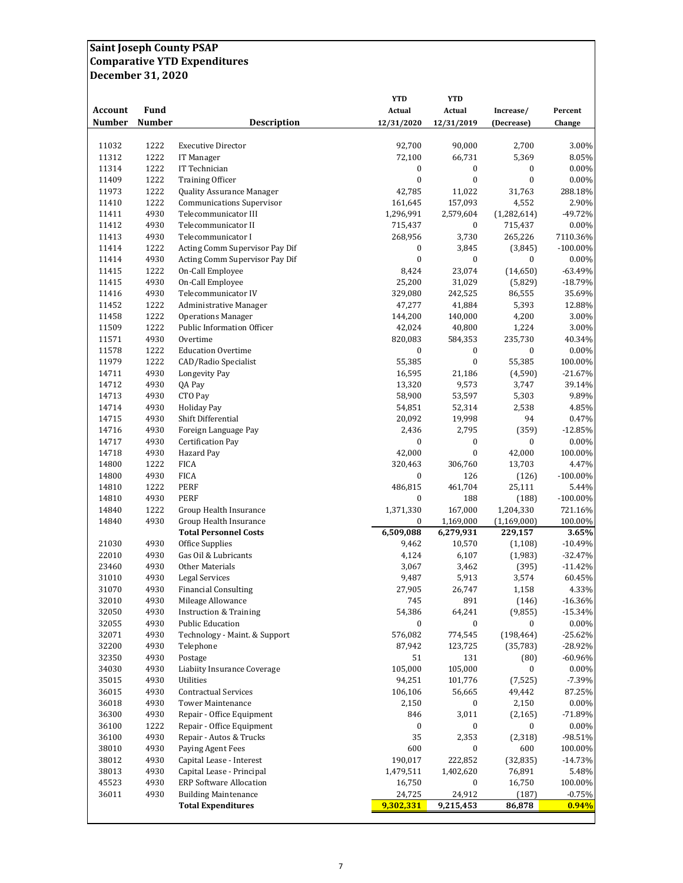# Saint Joseph County PSAP
## Comparative YTD Expenditures
## December 31, 2020

| Account Number | Fund Number | Description | YTD Actual 12/31/2020 | YTD Actual 12/31/2019 | Increase/ (Decrease) | Percent Change |
|---|---|---|---|---|---|---|
| 11032 | 1222 | Executive Director | 92,700 | 90,000 | 2,700 | 3.00% |
| 11312 | 1222 | IT Manager | 72,100 | 66,731 | 5,369 | 8.05% |
| 11314 | 1222 | IT Technician | 0 | 0 | 0 | 0.00% |
| 11409 | 1222 | Training Officer | 0 | 0 | 0 | 0.00% |
| 11973 | 1222 | Quality Assurance Manager | 42,785 | 11,022 | 31,763 | 288.18% |
| 11410 | 1222 | Communications Supervisor | 161,645 | 157,093 | 4,552 | 2.90% |
| 11411 | 4930 | Telecommunicator III | 1,296,991 | 2,579,604 | (1,282,614) | -49.72% |
| 11412 | 4930 | Telecommunicator II | 715,437 | 0 | 715,437 | 0.00% |
| 11413 | 4930 | Telecommunicator I | 268,956 | 3,730 | 265,226 | 7110.36% |
| 11414 | 1222 | Acting Comm Supervisor Pay Dif | 0 | 3,845 | (3,845) | -100.00% |
| 11414 | 4930 | Acting Comm Supervisor Pay Dif | 0 | 0 | 0 | 0.00% |
| 11415 | 1222 | On-Call Employee | 8,424 | 23,074 | (14,650) | -63.49% |
| 11415 | 4930 | On-Call Employee | 25,200 | 31,029 | (5,829) | -18.79% |
| 11416 | 4930 | Telecommunicator IV | 329,080 | 242,525 | 86,555 | 35.69% |
| 11452 | 1222 | Administrative Manager | 47,277 | 41,884 | 5,393 | 12.88% |
| 11458 | 1222 | Operations Manager | 144,200 | 140,000 | 4,200 | 3.00% |
| 11509 | 1222 | Public Information Officer | 42,024 | 40,800 | 1,224 | 3.00% |
| 11571 | 4930 | Overtime | 820,083 | 584,353 | 235,730 | 40.34% |
| 11578 | 1222 | Education Overtime | 0 | 0 | 0 | 0.00% |
| 11979 | 1222 | CAD/Radio Specialist | 55,385 | 0 | 55,385 | 100.00% |
| 14711 | 4930 | Longevity Pay | 16,595 | 21,186 | (4,590) | -21.67% |
| 14712 | 4930 | QA Pay | 13,320 | 9,573 | 3,747 | 39.14% |
| 14713 | 4930 | CTO Pay | 58,900 | 53,597 | 5,303 | 9.89% |
| 14714 | 4930 | Holiday Pay | 54,851 | 52,314 | 2,538 | 4.85% |
| 14715 | 4930 | Shift Differential | 20,092 | 19,998 | 94 | 0.47% |
| 14716 | 4930 | Foreign Language Pay | 2,436 | 2,795 | (359) | -12.85% |
| 14717 | 4930 | Certification Pay | 0 | 0 | 0 | 0.00% |
| 14718 | 4930 | Hazard Pay | 42,000 | 0 | 42,000 | 100.00% |
| 14800 | 1222 | FICA | 320,463 | 306,760 | 13,703 | 4.47% |
| 14800 | 4930 | FICA | 0 | 126 | (126) | -100.00% |
| 14810 | 1222 | PERF | 486,815 | 461,704 | 25,111 | 5.44% |
| 14810 | 4930 | PERF | 0 | 188 | (188) | -100.00% |
| 14840 | 1222 | Group Health Insurance | 1,371,330 | 167,000 | 1,204,330 | 721.16% |
| 14840 | 4930 | Group Health Insurance | 0 | 1,169,000 | (1,169,000) | 100.00% |
| | | **Total Personnel Costs** | **6,509,088** | **6,279,931** | **229,157** | **3.65%** |
| 21030 | 4930 | Office Supplies | 9,462 | 10,570 | (1,108) | -10.49% |
| 22010 | 4930 | Gas Oil & Lubricants | 4,124 | 6,107 | (1,983) | -32.47% |
| 23460 | 4930 | Other Materials | 3,067 | 3,462 | (395) | -11.42% |
| 31010 | 4930 | Legal Services | 9,487 | 5,913 | 3,574 | 60.45% |
| 31070 | 4930 | Financial Consulting | 27,905 | 26,747 | 1,158 | 4.33% |
| 32010 | 4930 | Mileage Allowance | 745 | 891 | (146) | -16.36% |
| 32050 | 4930 | Instruction & Training | 54,386 | 64,241 | (9,855) | -15.34% |
| 32055 | 4930 | Public Education | 0 | 0 | 0 | 0.00% |
| 32071 | 4930 | Technology - Maint. & Support | 576,082 | 774,545 | (198,464) | -25.62% |
| 32200 | 4930 | Telephone | 87,942 | 123,725 | (35,783) | -28.92% |
| 32350 | 4930 | Postage | 51 | 131 | (80) | -60.96% |
| 34030 | 4930 | Liabiity Insurance Coverage | 105,000 | 105,000 | 0 | 0.00% |
| 35015 | 4930 | Utilities | 94,251 | 101,776 | (7,525) | -7.39% |
| 36015 | 4930 | Contractual Services | 106,106 | 56,665 | 49,442 | 87.25% |
| 36018 | 4930 | Tower Maintenance | 2,150 | 0 | 2,150 | 0.00% |
| 36300 | 4930 | Repair - Office Equipment | 846 | 3,011 | (2,165) | -71.89% |
| 36100 | 1222 | Repair - Office Equipment | 0 | 0 | 0 | 0.00% |
| 36100 | 4930 | Repair - Autos & Trucks | 35 | 2,353 | (2,318) | -98.51% |
| 38010 | 4930 | Paying Agent Fees | 600 | 0 | 600 | 100.00% |
| 38012 | 4930 | Capital Lease - Interest | 190,017 | 222,852 | (32,835) | -14.73% |
| 38013 | 4930 | Capital Lease - Principal | 1,479,511 | 1,402,620 | 76,891 | 5.48% |
| 45523 | 4930 | ERP Software Allocation | 16,750 | 0 | 16,750 | 100.00% |
| 36011 | 4930 | Building Maintenance | 24,725 | 24,912 | (187) | -0.75% |
| | | **Total Expenditures** | **9,302,331** | **9,215,453** | **86,878** | **0.94%** |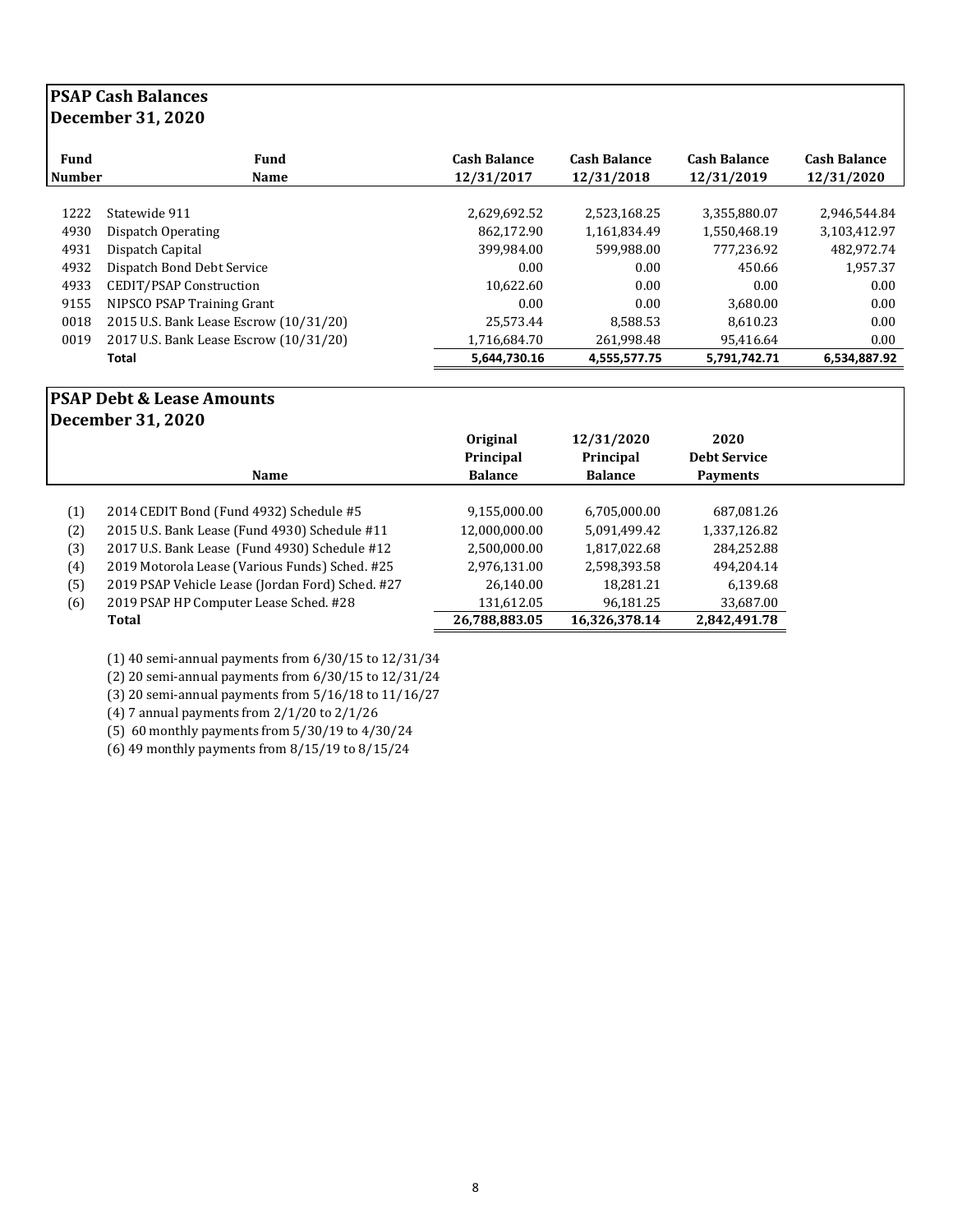## PSAP Cash Balances
## December 31, 2020

| Fund Number | Fund Name | Cash Balance 12/31/2017 | Cash Balance 12/31/2018 | Cash Balance 12/31/2019 | Cash Balance 12/31/2020 |
|---|---|---|---|---|---|
| 1222 | Statewide 911 | 2,629,692.52 | 2,523,168.25 | 3,355,880.07 | 2,946,544.84 |
| 4930 | Dispatch Operating | 862,172.90 | 1,161,834.49 | 1,550,468.19 | 3,103,412.97 |
| 4931 | Dispatch Capital | 399,984.00 | 599,988.00 | 777,236.92 | 482,972.74 |
| 4932 | Dispatch Bond Debt Service | 0.00 | 0.00 | 450.66 | 1,957.37 |
| 4933 | CEDIT/PSAP Construction | 10,622.60 | 0.00 | 0.00 | 0.00 |
| 9155 | NIPSCO PSAP Training Grant | 0.00 | 0.00 | 3,680.00 | 0.00 |
| 0018 | 2015 U.S. Bank Lease Escrow (10/31/20) | 25,573.44 | 8,588.53 | 8,610.23 | 0.00 |
| 0019 | 2017 U.S. Bank Lease Escrow (10/31/20) | 1,716,684.70 | 261,998.48 | 95,416.64 | 0.00 |
| | **Total** | **5,644,730.16** | **4,555,577.75** | **5,791,742.71** | **6,534,887.92** |

## PSAP Debt & Lease Amounts
## December 31, 2020

| | Name | Original Principal Balance | 12/31/2020 Principal Balance | 2020 Debt Service Payments |
|---|---|---|---|---|
| (1) | 2014 CEDIT Bond (Fund 4932) Schedule #5 | 9,155,000.00 | 6,705,000.00 | 687,081.26 |
| (2) | 2015 U.S. Bank Lease (Fund 4930) Schedule #11 | 12,000,000.00 | 5,091,499.42 | 1,337,126.82 |
| (3) | 2017 U.S. Bank Lease (Fund 4930) Schedule #12 | 2,500,000.00 | 1,817,022.68 | 284,252.88 |
| (4) | 2019 Motorola Lease (Various Funds) Sched. #25 | 2,976,131.00 | 2,598,393.58 | 494,204.14 |
| (5) | 2019 PSAP Vehicle Lease (Jordan Ford) Sched. #27 | 26,140.00 | 18,281.21 | 6,139.68 |
| (6) | 2019 PSAP HP Computer Lease Sched. #28 | 131,612.05 | 96,181.25 | 33,687.00 |
| | **Total** | **26,788,883.05** | **16,326,378.14** | **2,842,491.78** |

(1) 40 semi-annual payments from 6/30/15 to 12/31/34
(2) 20 semi-annual payments from 6/30/15 to 12/31/24
(3) 20 semi-annual payments from 5/16/18 to 11/16/27
(4) 7 annual payments from 2/1/20 to 2/1/26
(5) 60 monthly payments from 5/30/19 to 4/30/24
(6) 49 monthly payments from 8/15/19 to 8/15/24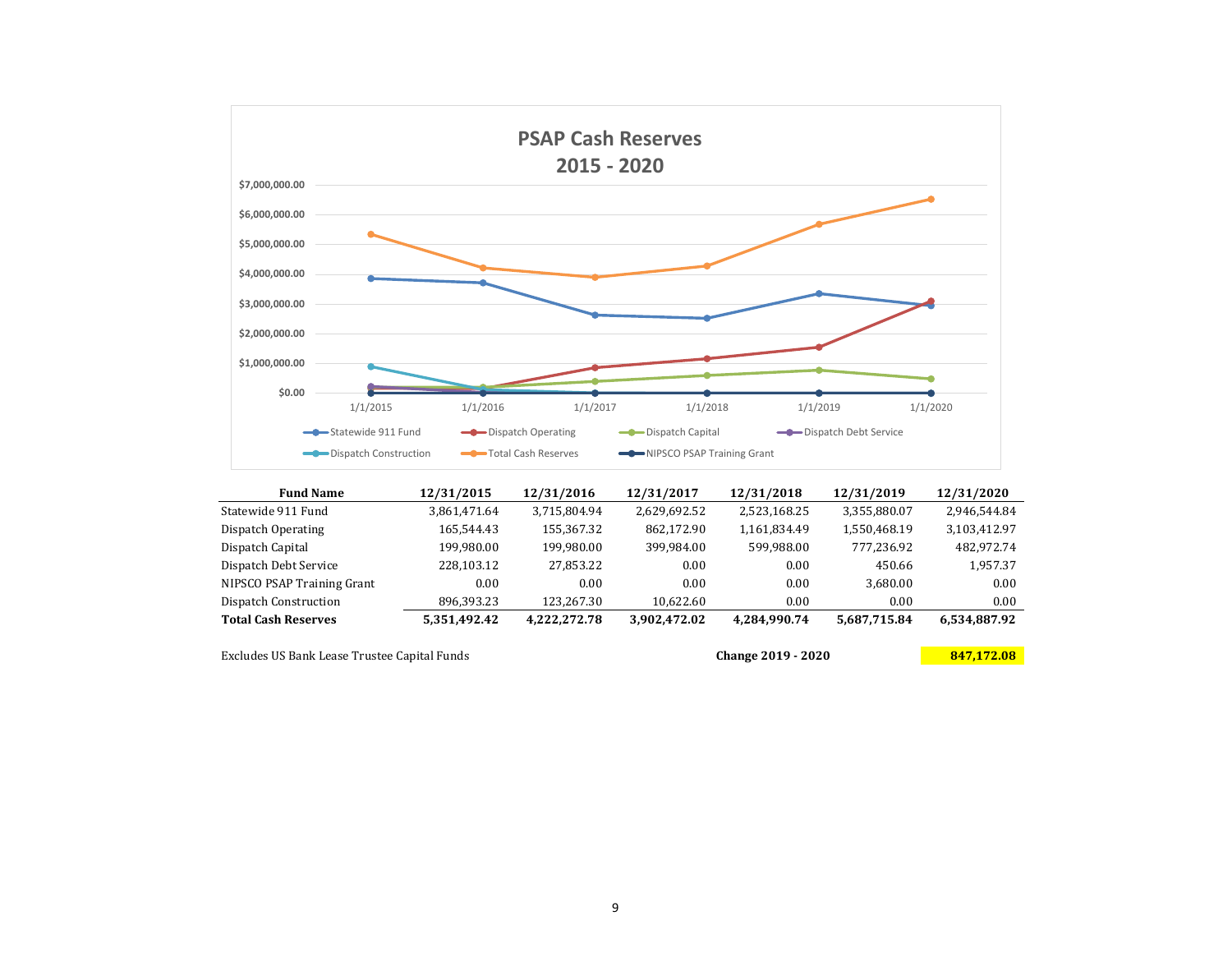## PSAP Cash Reserves 2015 - 2020

| Fund Name | 12/31/2015 | 12/31/2016 | 12/31/2017 | 12/31/2018 | 12/31/2019 | 12/31/2020 |
|---|---|---|---|---|---|---|
| Statewide 911 Fund | 3,861,471.64 | 3,715,804.94 | 2,629,692.52 | 2,523,168.25 | 3,355,880.07 | 2,946,544.84 |
| Dispatch Operating | 165,544.43 | 155,367.32 | 862,172.90 | 1,161,834.49 | 1,550,468.19 | 3,103,412.97 |
| Dispatch Capital | 199,980.00 | 199,980.00 | 399,984.00 | 599,988.00 | 777,236.92 | 482,972.74 |
| Dispatch Debt Service | 228,103.12 | 27,853.22 | 0.00 | 0.00 | 450.66 | 1,957.37 |
| NIPSCO PSAP Training Grant | 0.00 | 0.00 | 0.00 | 0.00 | 3,680.00 | 0.00 |
| Dispatch Construction | 896,393.23 | 123,267.30 | 10,622.60 | 0.00 | 0.00 | 0.00 |
| **Total Cash Reserves** | **5,351,492.42** | **4,222,272.78** | **3,902,472.02** | **4,284,990.74** | **5,687,715.84** | **6,534,887.92** |

Excludes US Bank Lease Trustee Capital Funds

**Change 2019 - 2020** **847,172.08**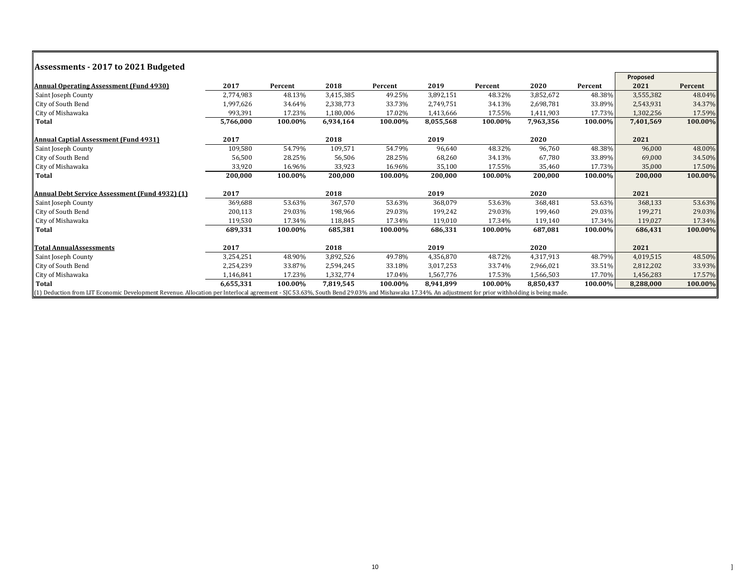## Assessments - 2017 to 2021 Budgeted

| Annual Operating Assessment (Fund 4930) | 2017 | Percent | 2018 | Percent | 2019 | Percent | 2020 | Percent | Proposed 2021 | Percent |
|---|---|---|---|---|---|---|---|---|---|---|
| Saint Joseph County | 2,774,983 | 48.13% | 3,415,385 | 49.25% | 3,892,151 | 48.32% | 3,852,672 | 48.38% | 3,555,382 | 48.04% |
| City of South Bend | 1,997,626 | 34.64% | 2,338,773 | 33.73% | 2,749,751 | 34.13% | 2,698,781 | 33.89% | 2,543,931 | 34.37% |
| City of Mishawaka | 993,391 | 17.23% | 1,180,006 | 17.02% | 1,413,666 | 17.55% | 1,411,903 | 17.73% | 1,302,256 | 17.59% |
| **Total** | **5,766,000** | **100.00%** | **6,934,164** | **100.00%** | **8,055,568** | **100.00%** | **7,963,356** | **100.00%** | **7,401,569** | **100.00%** |
| **Annual Captial Assessment (Fund 4931)** | **2017** | | **2018** | | **2019** | | **2020** | | **2021** | |
| Saint Joseph County | 109,580 | 54.79% | 109,571 | 54.79% | 96,640 | 48.32% | 96,760 | 48.38% | 96,000 | 48.00% |
| City of South Bend | 56,500 | 28.25% | 56,506 | 28.25% | 68,260 | 34.13% | 67,780 | 33.89% | 69,000 | 34.50% |
| City of Mishawaka | 33,920 | 16.96% | 33,923 | 16.96% | 35,100 | 17.55% | 35,460 | 17.73% | 35,000 | 17.50% |
| **Total** | **200,000** | **100.00%** | **200,000** | **100.00%** | **200,000** | **100.00%** | **200,000** | **100.00%** | **200,000** | **100.00%** |
| **Annual Debt Service Assessment (Fund 4932) (1)** | **2017** | | **2018** | | **2019** | | **2020** | | **2021** | |
| Saint Joseph County | 369,688 | 53.63% | 367,570 | 53.63% | 368,079 | 53.63% | 368,481 | 53.63% | 368,133 | 53.63% |
| City of South Bend | 200,113 | 29.03% | 198,966 | 29.03% | 199,242 | 29.03% | 199,460 | 29.03% | 199,271 | 29.03% |
| City of Mishawaka | 119,530 | 17.34% | 118,845 | 17.34% | 119,010 | 17.34% | 119,140 | 17.34% | 119,027 | 17.34% |
| **Total** | **689,331** | **100.00%** | **685,381** | **100.00%** | **686,331** | **100.00%** | **687,081** | **100.00%** | **686,431** | **100.00%** |
| **Total AnnualAssessments** | **2017** | | **2018** | | **2019** | | **2020** | | **2021** | |
| Saint Joseph County | 3,254,251 | 48.90% | 3,892,526 | 49.78% | 4,356,870 | 48.72% | 4,317,913 | 48.79% | 4,019,515 | 48.50% |
| City of South Bend | 2,254,239 | 33.87% | 2,594,245 | 33.18% | 3,017,253 | 33.74% | 2,966,021 | 33.51% | 2,812,202 | 33.93% |
| City of Mishawaka | 1,146,841 | 17.23% | 1,332,774 | 17.04% | 1,567,776 | 17.53% | 1,566,503 | 17.70% | 1,456,283 | 17.57% |
| **Total** | **6,655,331** | **100.00%** | **7,819,545** | **100.00%** | **8,941,899** | **100.00%** | **8,850,437** | **100.00%** | **8,288,000** | **100.00%** |

(1) Deduction from LIT Economic Development Revenue. Allocation per Interlocal agreement - SJC 53.63%, South Bend 29.03% and Mishawaka 17.34%. An adjustment for prior withholding is being made.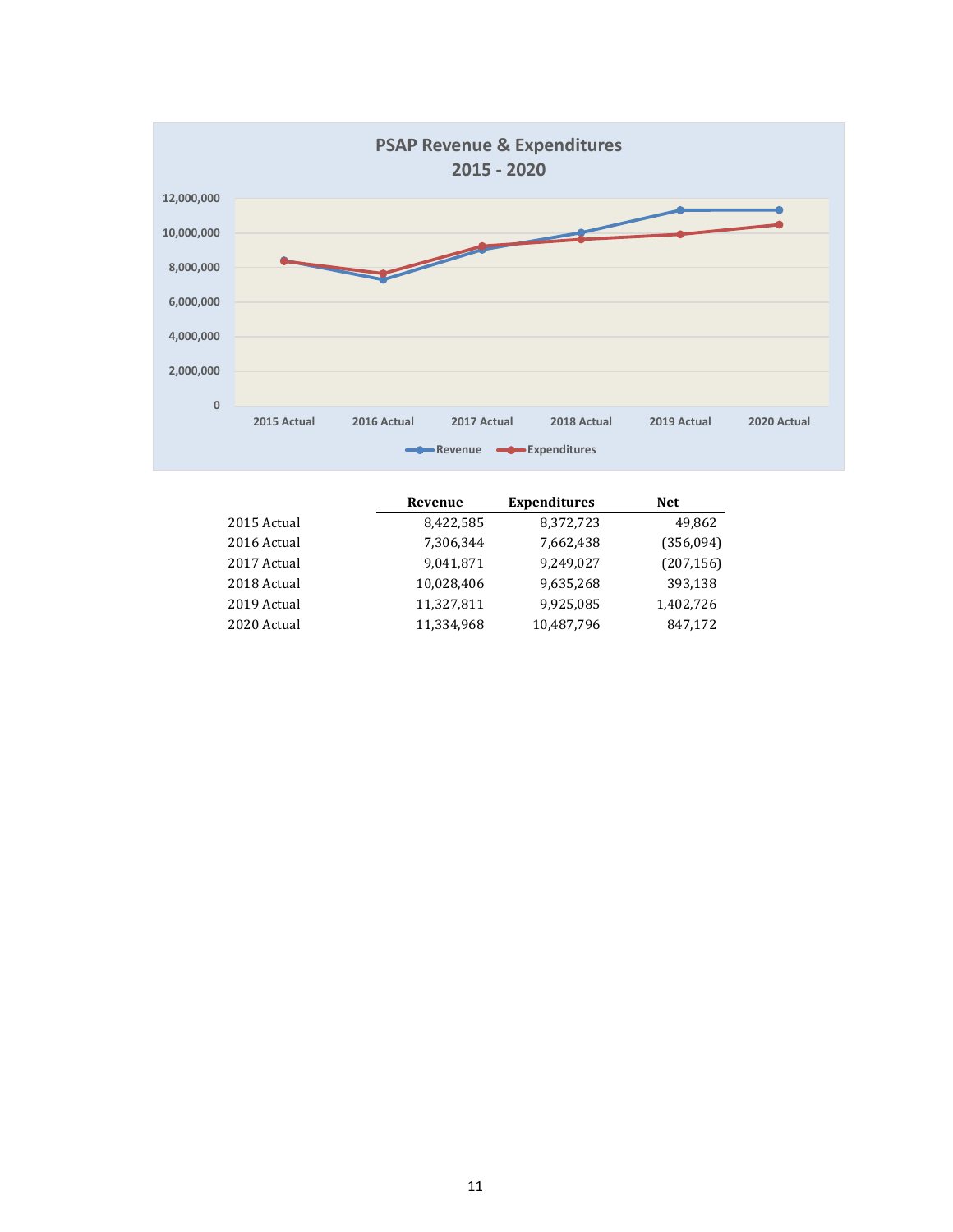## PSAP Revenue & Expenditures 2015 - 2020

| | Revenue | Expenditures | Net |
|---|---|---|---|
| 2015 Actual | 8,422,585 | 8,372,723 | 49,862 |
| 2016 Actual | 7,306,344 | 7,662,438 | (356,094) |
| 2017 Actual | 9,041,871 | 9,249,027 | (207,156) |
| 2018 Actual | 10,028,406 | 9,635,268 | 393,138 |
| 2019 Actual | 11,327,811 | 9,925,085 | 1,402,726 |
| 2020 Actual | 11,334,968 | 10,487,796 | 847,172 |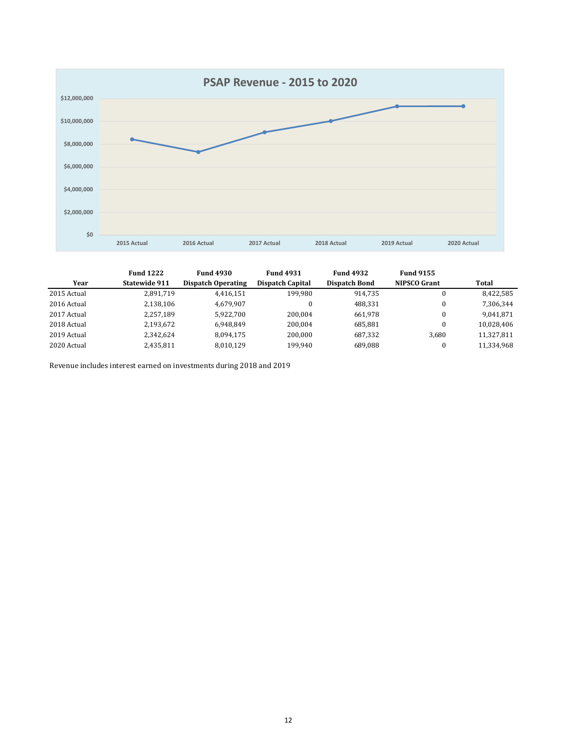## PSAP Revenue - 2015 to 2020

| Year | Fund 1222 Statewide 911 | Fund 4930 Dispatch Operating | Fund 4931 Dispatch Capital | Fund 4932 Dispatch Bond | Fund 9155 NIPSCO Grant | Total |
|---|---|---|---|---|---|---|
| 2015 Actual | 2,891,719 | 4,416,151 | 199,980 | 914,735 | 0 | 8,422,585 |
| 2016 Actual | 2,138,106 | 4,679,907 | 0 | 488,331 | 0 | 7,306,344 |
| 2017 Actual | 2,257,189 | 5,922,700 | 200,004 | 661,978 | 0 | 9,041,871 |
| 2018 Actual | 2,193,672 | 6,948,849 | 200,004 | 685,881 | 0 | 10,028,406 |
| 2019 Actual | 2,342,624 | 8,094,175 | 200,000 | 687,332 | 3,680 | 11,327,811 |
| 2020 Actual | 2,435,811 | 8,010,129 | 199,940 | 689,088 | 0 | 11,334,968 |

Revenue includes interest earned on investments during 2018 and 2019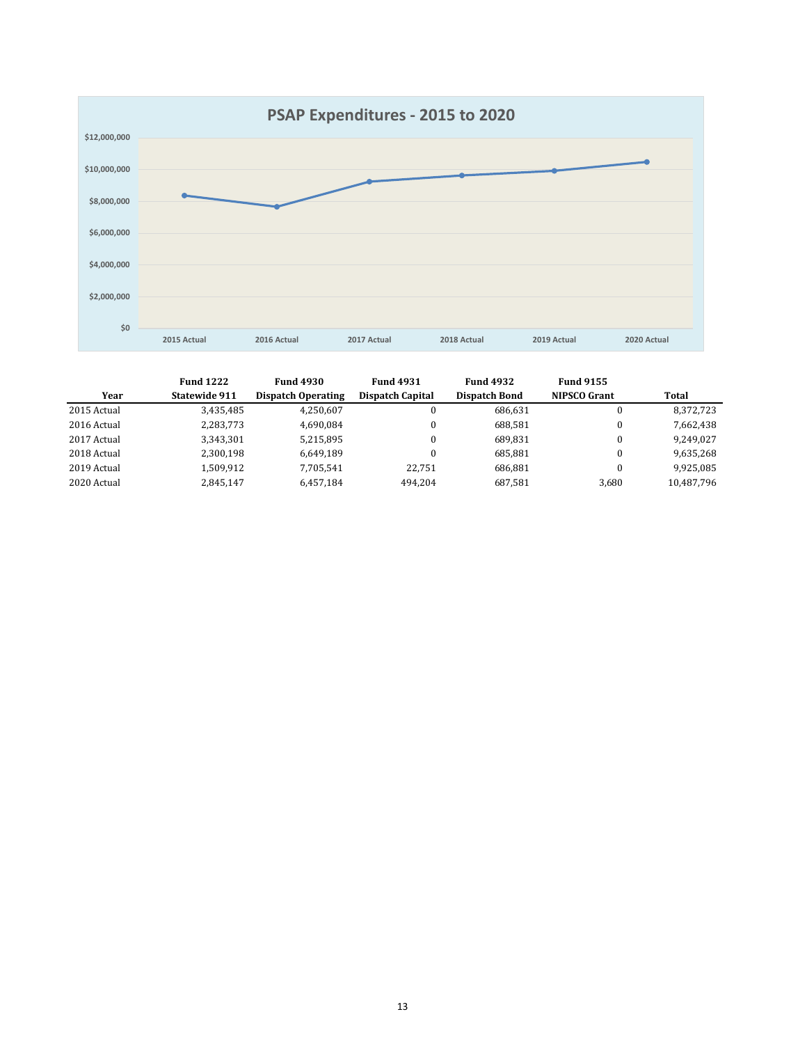## PSAP Expenditures - 2015 to 2020

| Year | Fund 1222 Statewide 911 | Fund 4930 Dispatch Operating | Fund 4931 Dispatch Capital | Fund 4932 Dispatch Bond | Fund 9155 NIPSCO Grant | Total |
|---|---|---|---|---|---|---|
| 2015 Actual | 3,435,485 | 4,250,607 | 0 | 686,631 | 0 | 8,372,723 |
| 2016 Actual | 2,283,773 | 4,690,084 | 0 | 688,581 | 0 | 7,662,438 |
| 2017 Actual | 3,343,301 | 5,215,895 | 0 | 689,831 | 0 | 9,249,027 |
| 2018 Actual | 2,300,198 | 6,649,189 | 0 | 685,881 | 0 | 9,635,268 |
| 2019 Actual | 1,509,912 | 7,705,541 | 22,751 | 686,881 | 0 | 9,925,085 |
| 2020 Actual | 2,845,147 | 6,457,184 | 494,204 | 687,581 | 3,680 | 10,487,796 |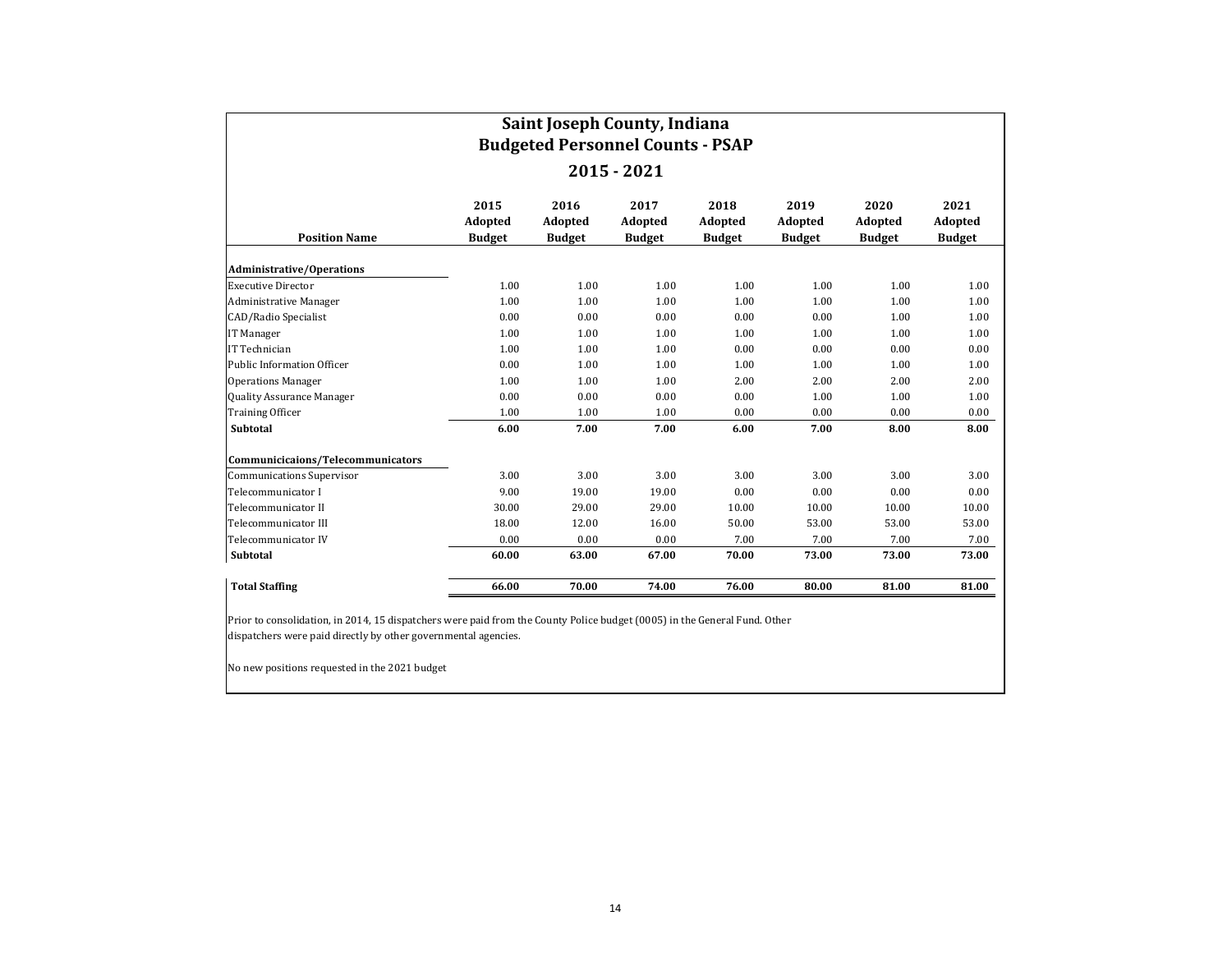# Saint Joseph County, Indiana
## Budgeted Personnel Counts - PSAP
### 2015 - 2021

| Position Name | 2015 Adopted Budget | 2016 Adopted Budget | 2017 Adopted Budget | 2018 Adopted Budget | 2019 Adopted Budget | 2020 Adopted Budget | 2021 Adopted Budget |
|---|---|---|---|---|---|---|---|
| **Administrative/Operations** | | | | | | | |
| Executive Director | 1.00 | 1.00 | 1.00 | 1.00 | 1.00 | 1.00 | 1.00 |
| Administrative Manager | 1.00 | 1.00 | 1.00 | 1.00 | 1.00 | 1.00 | 1.00 |
| CAD/Radio Specialist | 0.00 | 0.00 | 0.00 | 0.00 | 0.00 | 1.00 | 1.00 |
| IT Manager | 1.00 | 1.00 | 1.00 | 1.00 | 1.00 | 1.00 | 1.00 |
| IT Technician | 1.00 | 1.00 | 1.00 | 0.00 | 0.00 | 0.00 | 0.00 |
| Public Information Officer | 0.00 | 1.00 | 1.00 | 1.00 | 1.00 | 1.00 | 1.00 |
| Operations Manager | 1.00 | 1.00 | 1.00 | 2.00 | 2.00 | 2.00 | 2.00 |
| Quality Assurance Manager | 0.00 | 0.00 | 0.00 | 0.00 | 1.00 | 1.00 | 1.00 |
| Training Officer | 1.00 | 1.00 | 1.00 | 0.00 | 0.00 | 0.00 | 0.00 |
| **Subtotal** | **6.00** | **7.00** | **7.00** | **6.00** | **7.00** | **8.00** | **8.00** |
| **Communicicaions/Telecommunicators** | | | | | | | |
| Communications Supervisor | 3.00 | 3.00 | 3.00 | 3.00 | 3.00 | 3.00 | 3.00 |
| Telecommunicator I | 9.00 | 19.00 | 19.00 | 0.00 | 0.00 | 0.00 | 0.00 |
| Telecommunicator II | 30.00 | 29.00 | 29.00 | 10.00 | 10.00 | 10.00 | 10.00 |
| Telecommunicator III | 18.00 | 12.00 | 16.00 | 50.00 | 53.00 | 53.00 | 53.00 |
| Telecommunicator IV | 0.00 | 0.00 | 0.00 | 7.00 | 7.00 | 7.00 | 7.00 |
| **Subtotal** | **60.00** | **63.00** | **67.00** | **70.00** | **73.00** | **73.00** | **73.00** |
| **Total Staffing** | **66.00** | **70.00** | **74.00** | **76.00** | **80.00** | **81.00** | **81.00** |

Prior to consolidation, in 2014, 15 dispatchers were paid from the County Police budget (0005) in the General Fund. Other dispatchers were paid directly by other governmental agencies.

No new positions requested in the 2021 budget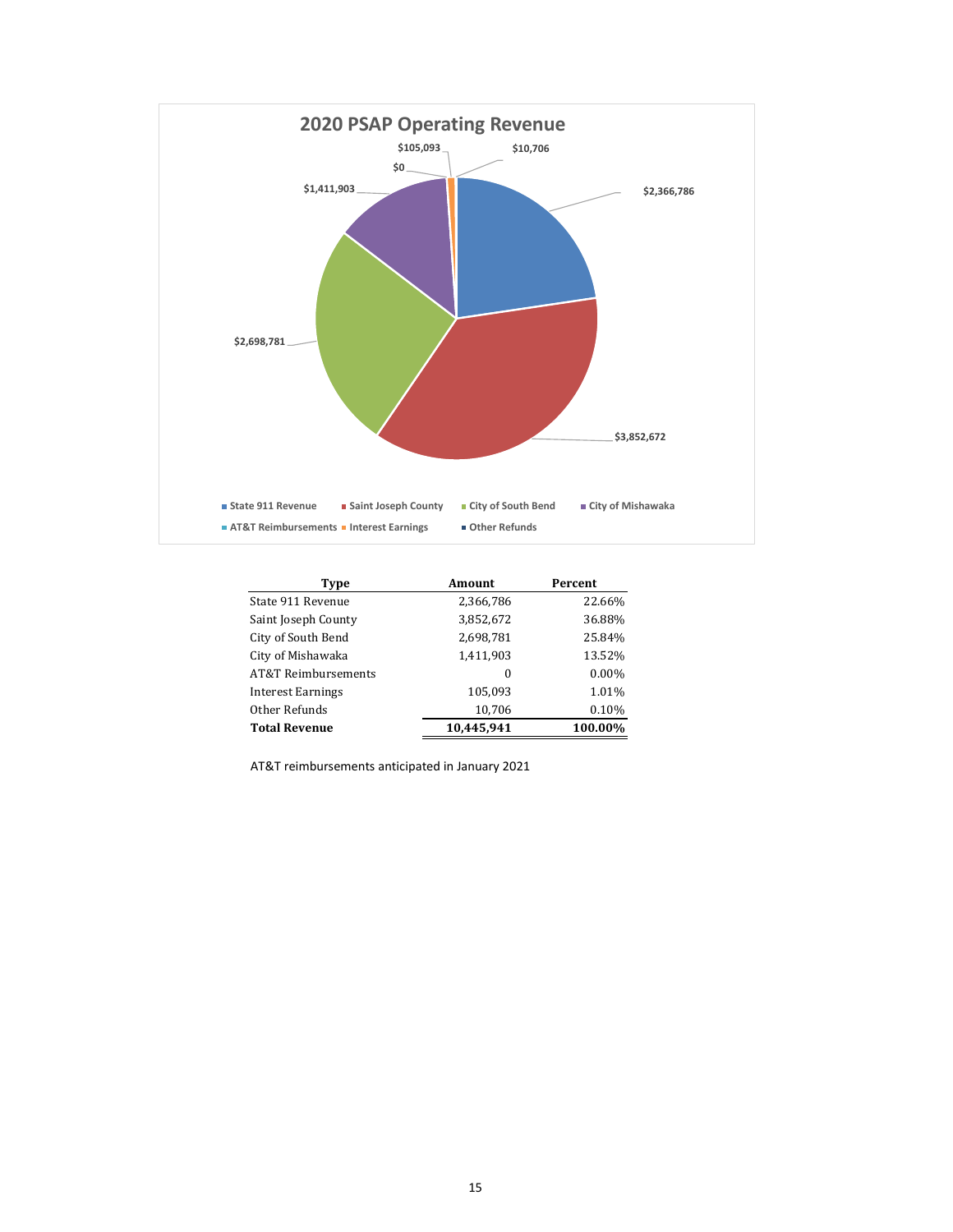## 2020 PSAP Operating Revenue

| Type | Amount | Percent |
|---|---|---|
| State 911 Revenue | 2,366,786 | 22.66% |
| Saint Joseph County | 3,852,672 | 36.88% |
| City of South Bend | 2,698,781 | 25.84% |
| City of Mishawaka | 1,411,903 | 13.52% |
| AT&T Reimbursements | 0 | 0.00% |
| Interest Earnings | 105,093 | 1.01% |
| Other Refunds | 10,706 | 0.10% |
| **Total Revenue** | **10,445,941** | **100.00%** |

AT&T reimbursements anticipated in January 2021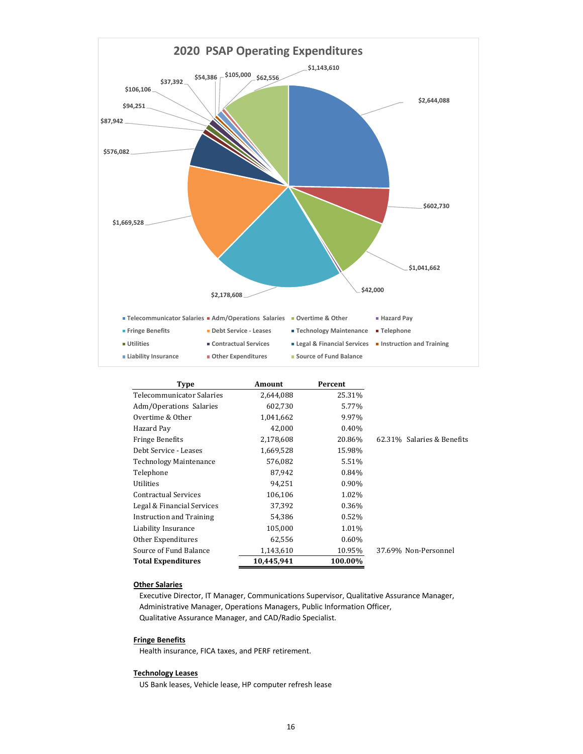## 2020 PSAP Operating Expenditures

| Type | Amount | Percent | |
|---|---|---|---|
| Telecommunicator Salaries | 2,644,088 | 25.31% | |
| Adm/Operations Salaries | 602,730 | 5.77% | |
| Overtime & Other | 1,041,662 | 9.97% | |
| Hazard Pay | 42,000 | 0.40% | |
| Fringe Benefits | 2,178,608 | 20.86% | 62.31% Salaries & Benefits |
| Debt Service - Leases | 1,669,528 | 15.98% | |
| Technology Maintenance | 576,082 | 5.51% | |
| Telephone | 87,942 | 0.84% | |
| Utilities | 94,251 | 0.90% | |
| Contractual Services | 106,106 | 1.02% | |
| Legal & Financial Services | 37,392 | 0.36% | |
| Instruction and Training | 54,386 | 0.52% | |
| Liability Insurance | 105,000 | 1.01% | |
| Other Expenditures | 62,556 | 0.60% | |
| Source of Fund Balance | 1,143,610 | 10.95% | 37.69% Non-Personnel |
| **Total Expenditures** | **10,445,941** | **100.00%** | |

**Other Salaries**

Executive Director, IT Manager, Communications Supervisor, Qualitative Assurance Manager, Administrative Manager, Operations Managers, Public Information Officer, Qualitative Assurance Manager, and CAD/Radio Specialist.

**Fringe Benefits**

Health insurance, FICA taxes, and PERF retirement.

**Technology Leases**

US Bank leases, Vehicle lease, HP computer refresh lease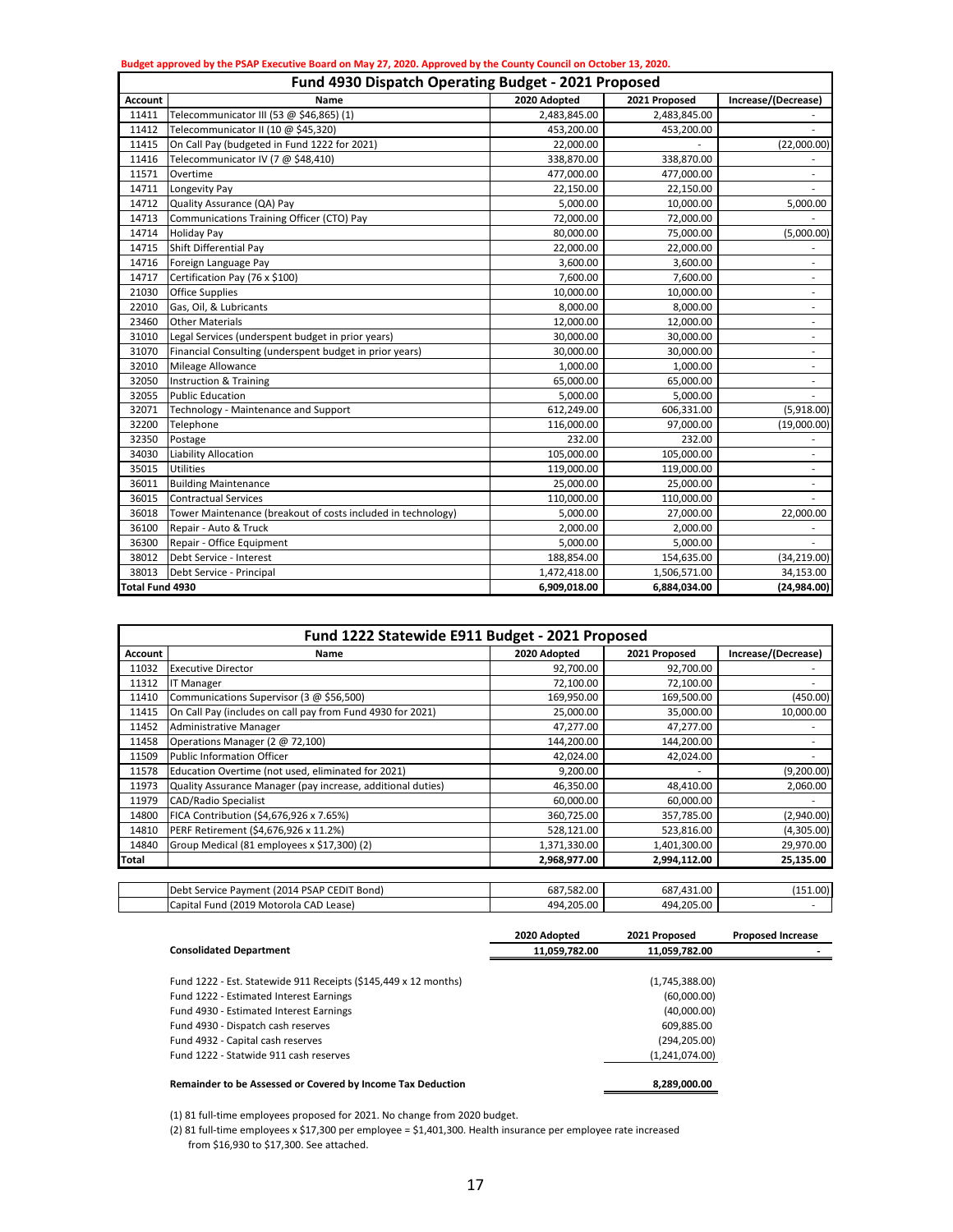**Budget approved by the PSAP Executive Board on May 27, 2020. Approved by the County Council on October 13, 2020.**

## Fund 4930 Dispatch Operating Budget - 2021 Proposed

| Account | Name | 2020 Adopted | 2021 Proposed | Increase/(Decrease) |
|---|---|---|---|---|
| 11411 | Telecommunicator III (53 @ $46,865) (1) | 2,483,845.00 | 2,483,845.00 | - |
| 11412 | Telecommunicator II (10 @ $45,320) | 453,200.00 | 453,200.00 | - |
| 11415 | On Call Pay (budgeted in Fund 1222 for 2021) | 22,000.00 | - | (22,000.00) |
| 11416 | Telecommunicator IV (7 @ $48,410) | 338,870.00 | 338,870.00 | - |
| 11571 | Overtime | 477,000.00 | 477,000.00 | - |
| 14711 | Longevity Pay | 22,150.00 | 22,150.00 | - |
| 14712 | Quality Assurance (QA) Pay | 5,000.00 | 10,000.00 | 5,000.00 |
| 14713 | Communications Training Officer (CTO) Pay | 72,000.00 | 72,000.00 | - |
| 14714 | Holiday Pay | 80,000.00 | 75,000.00 | (5,000.00) |
| 14715 | Shift Differential Pay | 22,000.00 | 22,000.00 | - |
| 14716 | Foreign Language Pay | 3,600.00 | 3,600.00 | - |
| 14717 | Certification Pay (76 x $100) | 7,600.00 | 7,600.00 | - |
| 21030 | Office Supplies | 10,000.00 | 10,000.00 | - |
| 22010 | Gas, Oil, & Lubricants | 8,000.00 | 8,000.00 | - |
| 23460 | Other Materials | 12,000.00 | 12,000.00 | - |
| 31010 | Legal Services (underspent budget in prior years) | 30,000.00 | 30,000.00 | - |
| 31070 | Financial Consulting (underspent budget in prior years) | 30,000.00 | 30,000.00 | - |
| 32010 | Mileage Allowance | 1,000.00 | 1,000.00 | - |
| 32050 | Instruction & Training | 65,000.00 | 65,000.00 | - |
| 32055 | Public Education | 5,000.00 | 5,000.00 | - |
| 32071 | Technology - Maintenance and Support | 612,249.00 | 606,331.00 | (5,918.00) |
| 32200 | Telephone | 116,000.00 | 97,000.00 | (19,000.00) |
| 32350 | Postage | 232.00 | 232.00 | - |
| 34030 | Liability Allocation | 105,000.00 | 105,000.00 | - |
| 35015 | Utilities | 119,000.00 | 119,000.00 | - |
| 36011 | Building Maintenance | 25,000.00 | 25,000.00 | - |
| 36015 | Contractual Services | 110,000.00 | 110,000.00 | - |
| 36018 | Tower Maintenance (breakout of costs included in technology) | 5,000.00 | 27,000.00 | 22,000.00 |
| 36100 | Repair - Auto & Truck | 2,000.00 | 2,000.00 | - |
| 36300 | Repair - Office Equipment | 5,000.00 | 5,000.00 | - |
| 38012 | Debt Service - Interest | 188,854.00 | 154,635.00 | (34,219.00) |
| 38013 | Debt Service - Principal | 1,472,418.00 | 1,506,571.00 | 34,153.00 |
| **Total Fund 4930** | | **6,909,018.00** | **6,884,034.00** | **(24,984.00)** |

## Fund 1222 Statewide E911 Budget - 2021 Proposed

| Account | Name | 2020 Adopted | 2021 Proposed | Increase/(Decrease) |
|---|---|---|---|---|
| 11032 | Executive Director | 92,700.00 | 92,700.00 | - |
| 11312 | IT Manager | 72,100.00 | 72,100.00 | - |
| 11410 | Communications Supervisor (3 @ $56,500) | 169,950.00 | 169,500.00 | (450.00) |
| 11415 | On Call Pay (includes on call pay from Fund 4930 for 2021) | 25,000.00 | 35,000.00 | 10,000.00 |
| 11452 | Administrative Manager | 47,277.00 | 47,277.00 | - |
| 11458 | Operations Manager (2 @ 72,100) | 144,200.00 | 144,200.00 | - |
| 11509 | Public Information Officer | 42,024.00 | 42,024.00 | - |
| 11578 | Education Overtime (not used, eliminated for 2021) | 9,200.00 | - | (9,200.00) |
| 11973 | Quality Assurance Manager (pay increase, additional duties) | 46,350.00 | 48,410.00 | 2,060.00 |
| 11979 | CAD/Radio Specialist | 60,000.00 | 60,000.00 | - |
| 14800 | FICA Contribution ($4,676,926 x 7.65%) | 360,725.00 | 357,785.00 | (2,940.00) |
| 14810 | PERF Retirement ($4,676,926 x 11.2%) | 528,121.00 | 523,816.00 | (4,305.00) |
| 14840 | Group Medical (81 employees x $17,300) (2) | 1,371,330.00 | 1,401,300.00 | 29,970.00 |
| **Total** | | **2,968,977.00** | **2,994,112.00** | **25,135.00** |

| | Name | 2020 Adopted | 2021 Proposed | Increase/(Decrease) |
|---|---|---|---|---|
| | Debt Service Payment (2014 PSAP CEDIT Bond) | 687,582.00 | 687,431.00 | (151.00) |
| | Capital Fund (2019 Motorola CAD Lease) | 494,205.00 | 494,205.00 | - |

| | 2020 Adopted | 2021 Proposed | Proposed Increase |
|---|---|---|---|
| **Consolidated Department** | **11,059,782.00** | **11,059,782.00** | **-** |
| Fund 1222 - Est. Statewide 911 Receipts ($145,449 x 12 months) | | (1,745,388.00) | |
| Fund 1222 - Estimated Interest Earnings | | (60,000.00) | |
| Fund 4930 - Estimated Interest Earnings | | (40,000.00) | |
| Fund 4930 - Dispatch cash reserves | | 609,885.00 | |
| Fund 4932 - Capital cash reserves | | (294,205.00) | |
| Fund 1222 - Statwide 911 cash reserves | | (1,241,074.00) | |
| **Remainder to be Assessed or Covered by Income Tax Deduction** | | **8,289,000.00** | |

(1) 81 full-time employees proposed for 2021. No change from 2020 budget.

(2) 81 full-time employees x $17,300 per employee = $1,401,300. Health insurance per employee rate increased from $16,930 to $17,300. See attached.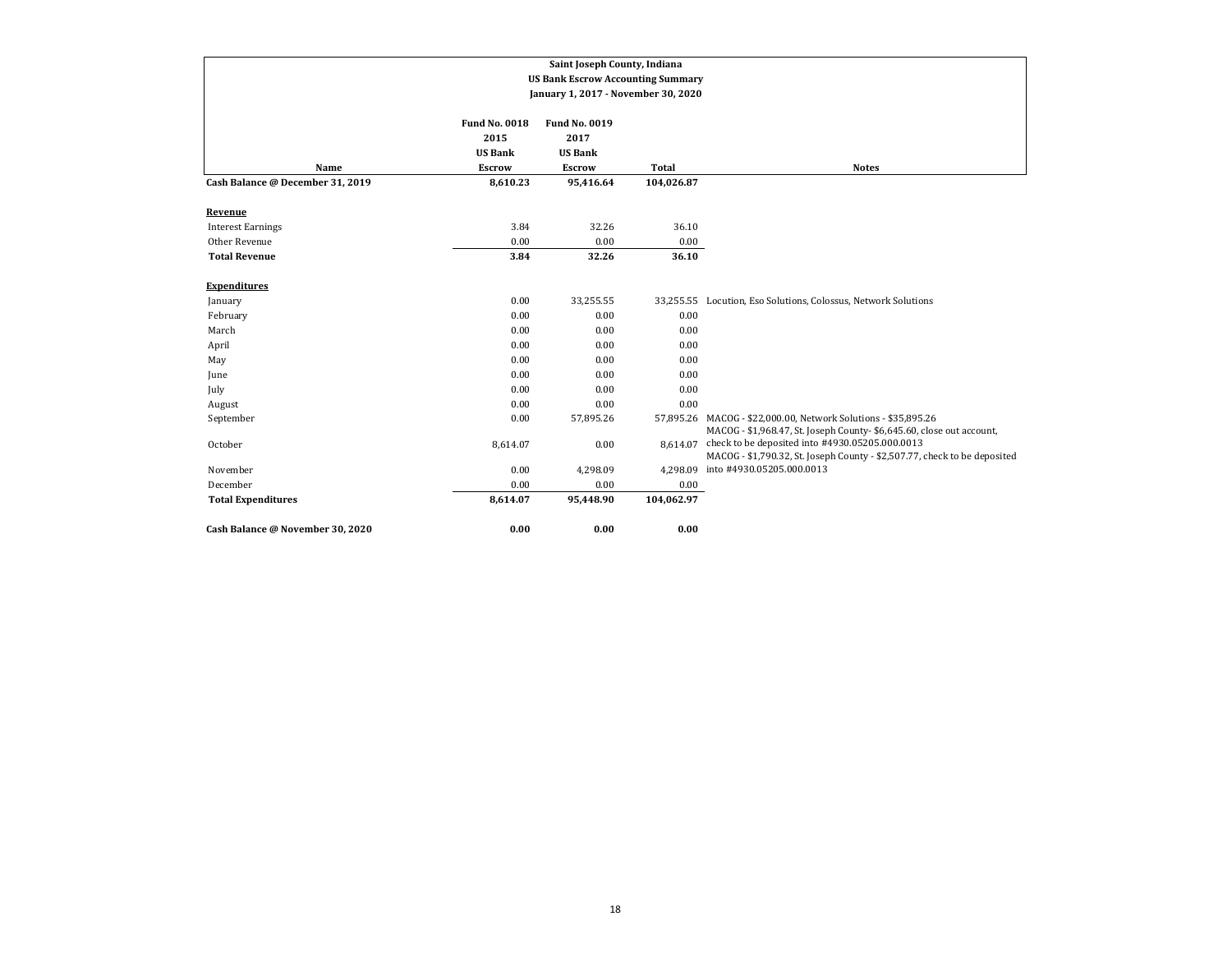**Saint Joseph County, Indiana**
**US Bank Escrow Accounting Summary**
**January 1, 2017 - November 30, 2020**

| Name | Fund No. 0018 2015 US Bank Escrow | Fund No. 0019 2017 US Bank Escrow | Total | Notes |
|---|---|---|---|---|
| **Cash Balance @ December 31, 2019** | **8,610.23** | **95,416.64** | **104,026.87** | |
| | | | | |
| **Revenue** | | | | |
| Interest Earnings | 3.84 | 32.26 | 36.10 | |
| Other Revenue | 0.00 | 0.00 | 0.00 | |
| **Total Revenue** | **3.84** | **32.26** | **36.10** | |
| | | | | |
| **Expenditures** | | | | |
| January | 0.00 | 33,255.55 | 33,255.55 | Locution, Eso Solutions, Colossus, Network Solutions |
| February | 0.00 | 0.00 | 0.00 | |
| March | 0.00 | 0.00 | 0.00 | |
| April | 0.00 | 0.00 | 0.00 | |
| May | 0.00 | 0.00 | 0.00 | |
| June | 0.00 | 0.00 | 0.00 | |
| July | 0.00 | 0.00 | 0.00 | |
| August | 0.00 | 0.00 | 0.00 | |
| September | 0.00 | 57,895.26 | 57,895.26 | MACOG - $22,000.00, Network Solutions - $35,895.26 |
| October | 8,614.07 | 0.00 | 8,614.07 | MACOG - $1,968.47, St. Joseph County- $6,645.60, close out account, check to be deposited into #4930.05205.000.0013 |
| November | 0.00 | 4,298.09 | 4,298.09 | MACOG - $1,790.32, St. Joseph County - $2,507.77, check to be deposited into #4930.05205.000.0013 |
| December | 0.00 | 0.00 | 0.00 | |
| **Total Expenditures** | **8,614.07** | **95,448.90** | **104,062.97** | |
| | | | | |
| **Cash Balance @ November 30, 2020** | **0.00** | **0.00** | **0.00** | |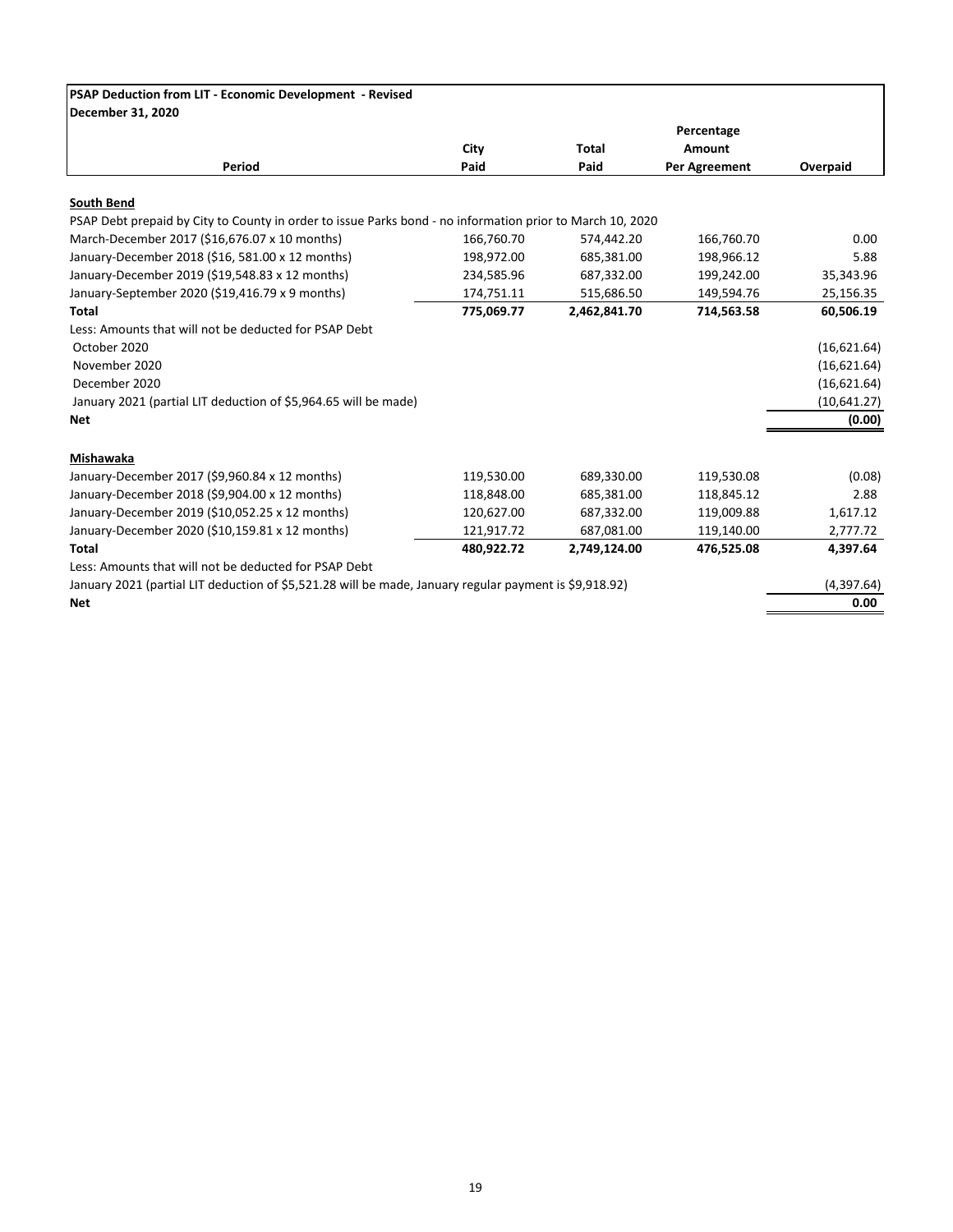**PSAP Deduction from LIT - Economic Development - Revised**
**December 31, 2020**

| Period | City Paid | Total Paid | Percentage Amount Per Agreement | Overpaid |
|---|---|---|---|---|
| **South Bend** | | | | |
| PSAP Debt prepaid by City to County in order to issue Parks bond - no information prior to March 10, 2020 | | | | |
| March-December 2017 ($16,676.07 x 10 months) | 166,760.70 | 574,442.20 | 166,760.70 | 0.00 |
| January-December 2018 ($16, 581.00 x 12 months) | 198,972.00 | 685,381.00 | 198,966.12 | 5.88 |
| January-December 2019 ($19,548.83 x 12 months) | 234,585.96 | 687,332.00 | 199,242.00 | 35,343.96 |
| January-September 2020 ($19,416.79 x 9 months) | 174,751.11 | 515,686.50 | 149,594.76 | 25,156.35 |
| **Total** | **775,069.77** | **2,462,841.70** | **714,563.58** | **60,506.19** |
| Less: Amounts that will not be deducted for PSAP Debt | | | | |
| October 2020 | | | | (16,621.64) |
| November 2020 | | | | (16,621.64) |
| December 2020 | | | | (16,621.64) |
| January 2021 (partial LIT deduction of $5,964.65 will be made) | | | | (10,641.27) |
| **Net** | | | | **(0.00)** |
| **Mishawaka** | | | | |
| January-December 2017 ($9,960.84 x 12 months) | 119,530.00 | 689,330.00 | 119,530.08 | (0.08) |
| January-December 2018 ($9,904.00 x 12 months) | 118,848.00 | 685,381.00 | 118,845.12 | 2.88 |
| January-December 2019 ($10,052.25 x 12 months) | 120,627.00 | 687,332.00 | 119,009.88 | 1,617.12 |
| January-December 2020 ($10,159.81 x 12 months) | 121,917.72 | 687,081.00 | 119,140.00 | 2,777.72 |
| **Total** | **480,922.72** | **2,749,124.00** | **476,525.08** | **4,397.64** |
| Less: Amounts that will not be deducted for PSAP Debt | | | | |
| January 2021 (partial LIT deduction of $5,521.28 will be made, January regular payment is $9,918.92) | | | | (4,397.64) |
| **Net** | | | | **0.00** |